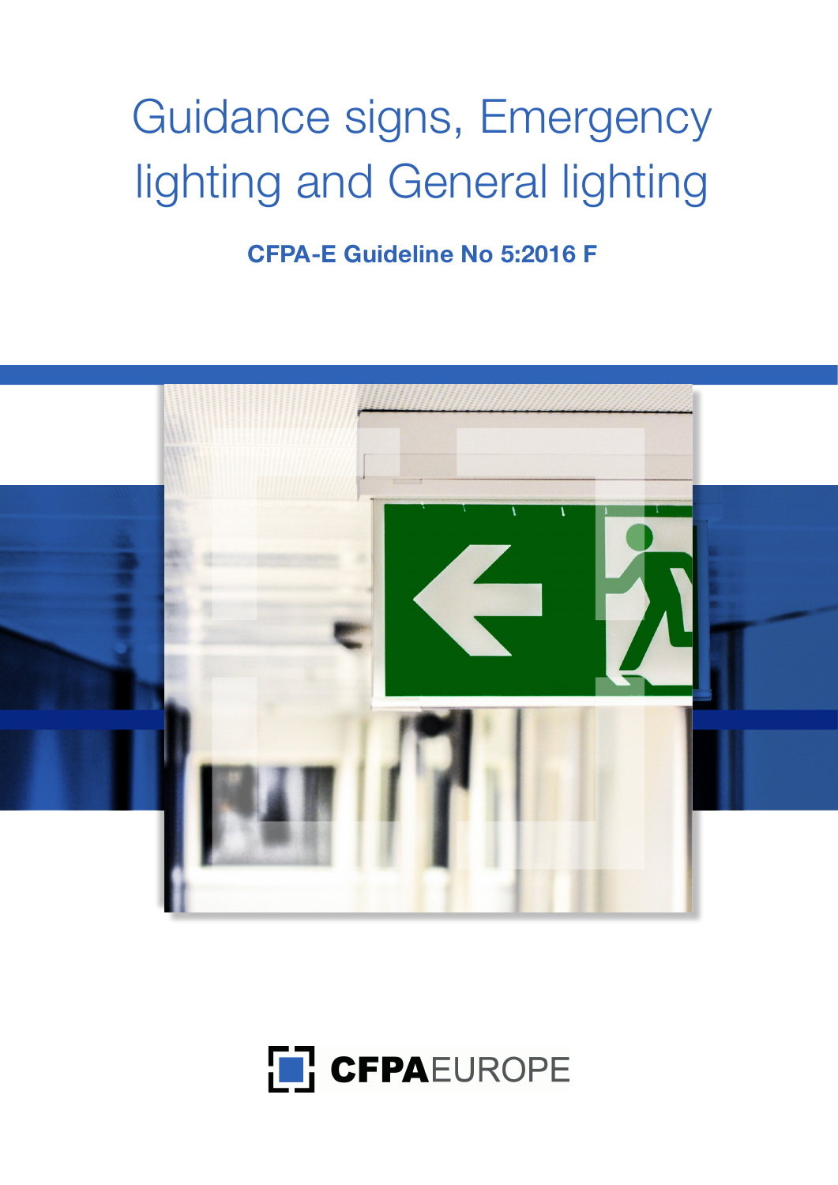# Guidance signs, Emergency lighting and General lighting

**CFPA-E Guideline No 5:2016 F**

CFPA EUROPE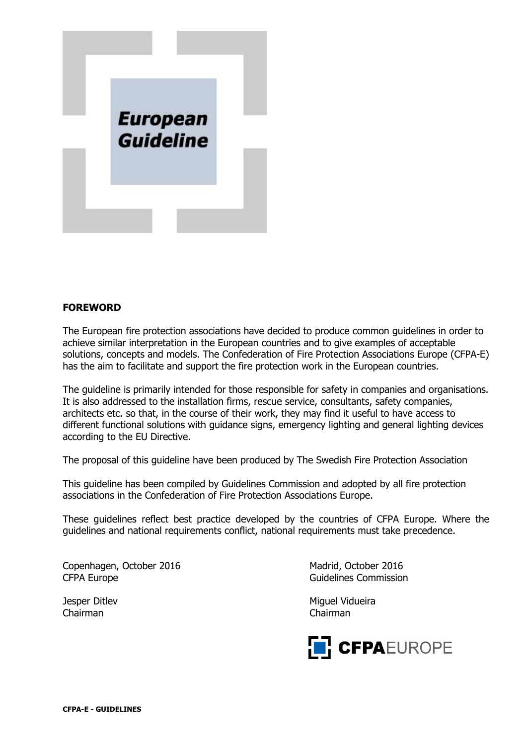**European Guideline**

## FOREWORD

The European fire protection associations have decided to produce common guidelines in order to achieve similar interpretation in the European countries and to give examples of acceptable solutions, concepts and models. The Confederation of Fire Protection Associations Europe (CFPA-E) has the aim to facilitate and support the fire protection work in the European countries.

The guideline is primarily intended for those responsible for safety in companies and organisations. It is also addressed to the installation firms, rescue service, consultants, safety companies, architects etc. so that, in the course of their work, they may find it useful to have access to different functional solutions with guidance signs, emergency lighting and general lighting devices according to the EU Directive.

The proposal of this guideline have been produced by The Swedish Fire Protection Association

This guideline has been compiled by Guidelines Commission and adopted by all fire protection associations in the Confederation of Fire Protection Associations Europe.

These guidelines reflect best practice developed by the countries of CFPA Europe. Where the guidelines and national requirements conflict, national requirements must take precedence.

Copenhagen, October 2016
CFPA Europe

Jesper Ditlev
Chairman

Madrid, October 2016
Guidelines Commission

Miguel Vidueira
Chairman

**CFPA**EUROPE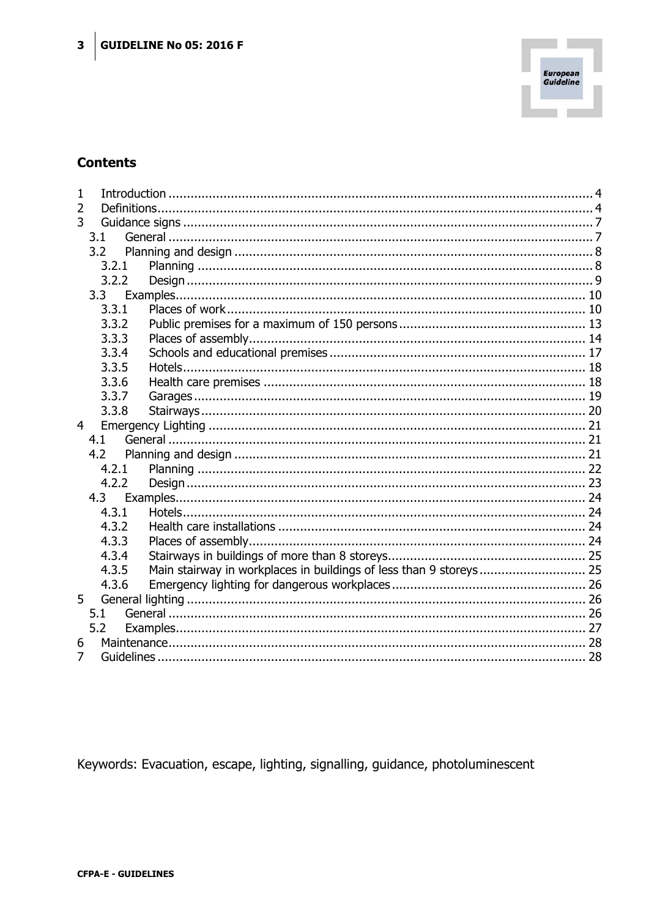## Contents

1 Introduction ..... 4
2 Definitions ..... 4
3 Guidance signs ..... 7
 3.1 General ..... 7
 3.2 Planning and design ..... 8
  3.2.1 Planning ..... 8
  3.2.2 Design ..... 9
 3.3 Examples ..... 10
  3.3.1 Places of work ..... 10
  3.3.2 Public premises for a maximum of 150 persons ..... 13
  3.3.3 Places of assembly ..... 14
  3.3.4 Schools and educational premises ..... 17
  3.3.5 Hotels ..... 18
  3.3.6 Health care premises ..... 18
  3.3.7 Garages ..... 19
  3.3.8 Stairways ..... 20
4 Emergency Lighting ..... 21
 4.1 General ..... 21
 4.2 Planning and design ..... 21
  4.2.1 Planning ..... 22
  4.2.2 Design ..... 23
 4.3 Examples ..... 24
  4.3.1 Hotels ..... 24
  4.3.2 Health care installations ..... 24
  4.3.3 Places of assembly ..... 24
  4.3.4 Stairways in buildings of more than 8 storeys ..... 25
  4.3.5 Main stairway in workplaces in buildings of less than 9 storeys ..... 25
  4.3.6 Emergency lighting for dangerous workplaces ..... 26
5 General lighting ..... 26
 5.1 General ..... 26
 5.2 Examples ..... 27
6 Maintenance ..... 28
7 Guidelines ..... 28

Keywords: Evacuation, escape, lighting, signalling, guidance, photoluminescent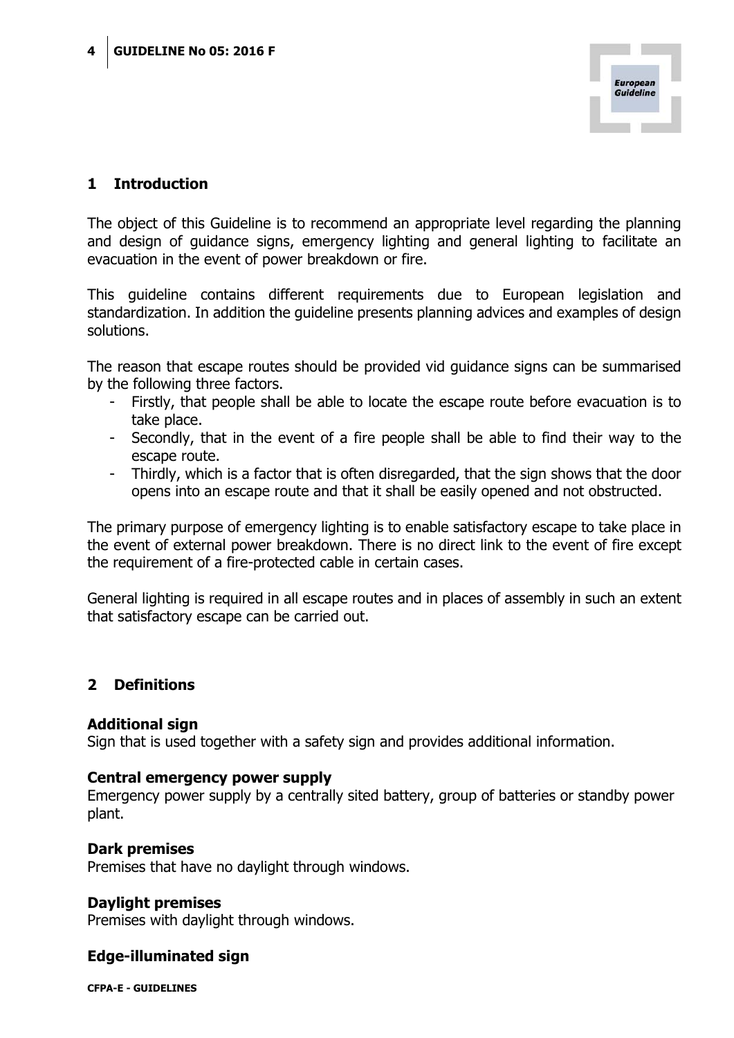## 1 Introduction

The object of this Guideline is to recommend an appropriate level regarding the planning and design of guidance signs, emergency lighting and general lighting to facilitate an evacuation in the event of power breakdown or fire.

This guideline contains different requirements due to European legislation and standardization. In addition the guideline presents planning advices and examples of design solutions.

The reason that escape routes should be provided vid guidance signs can be summarised by the following three factors.

- Firstly, that people shall be able to locate the escape route before evacuation is to take place.
- Secondly, that in the event of a fire people shall be able to find their way to the escape route.
- Thirdly, which is a factor that is often disregarded, that the sign shows that the door opens into an escape route and that it shall be easily opened and not obstructed.

The primary purpose of emergency lighting is to enable satisfactory escape to take place in the event of external power breakdown. There is no direct link to the event of fire except the requirement of a fire-protected cable in certain cases.

General lighting is required in all escape routes and in places of assembly in such an extent that satisfactory escape can be carried out.

## 2 Definitions

**Additional sign**
Sign that is used together with a safety sign and provides additional information.

**Central emergency power supply**
Emergency power supply by a centrally sited battery, group of batteries or standby power plant.

**Dark premises**
Premises that have no daylight through windows.

**Daylight premises**
Premises with daylight through windows.

**Edge-illuminated sign**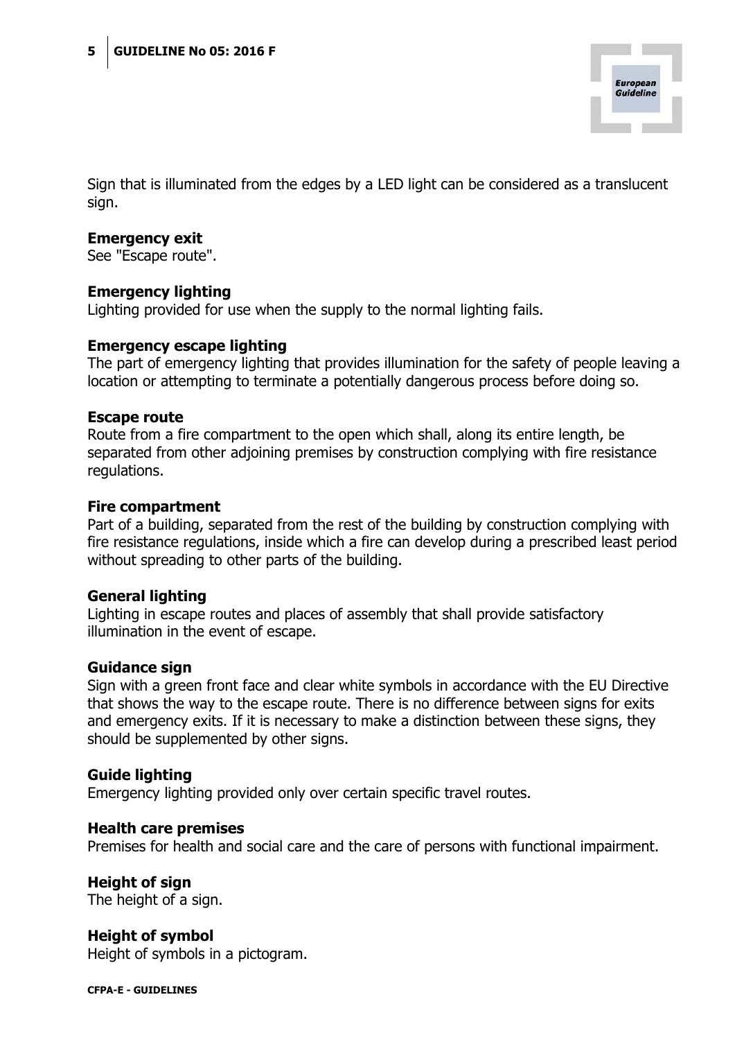Sign that is illuminated from the edges by a LED light can be considered as a translucent sign.

**Emergency exit**
See "Escape route".

**Emergency lighting**
Lighting provided for use when the supply to the normal lighting fails.

**Emergency escape lighting**
The part of emergency lighting that provides illumination for the safety of people leaving a location or attempting to terminate a potentially dangerous process before doing so.

**Escape route**
Route from a fire compartment to the open which shall, along its entire length, be separated from other adjoining premises by construction complying with fire resistance regulations.

**Fire compartment**
Part of a building, separated from the rest of the building by construction complying with fire resistance regulations, inside which a fire can develop during a prescribed least period without spreading to other parts of the building.

**General lighting**
Lighting in escape routes and places of assembly that shall provide satisfactory illumination in the event of escape.

**Guidance sign**
Sign with a green front face and clear white symbols in accordance with the EU Directive that shows the way to the escape route. There is no difference between signs for exits and emergency exits. If it is necessary to make a distinction between these signs, they should be supplemented by other signs.

**Guide lighting**
Emergency lighting provided only over certain specific travel routes.

**Health care premises**
Premises for health and social care and the care of persons with functional impairment.

**Height of sign**
The height of a sign.

**Height of symbol**
Height of symbols in a pictogram.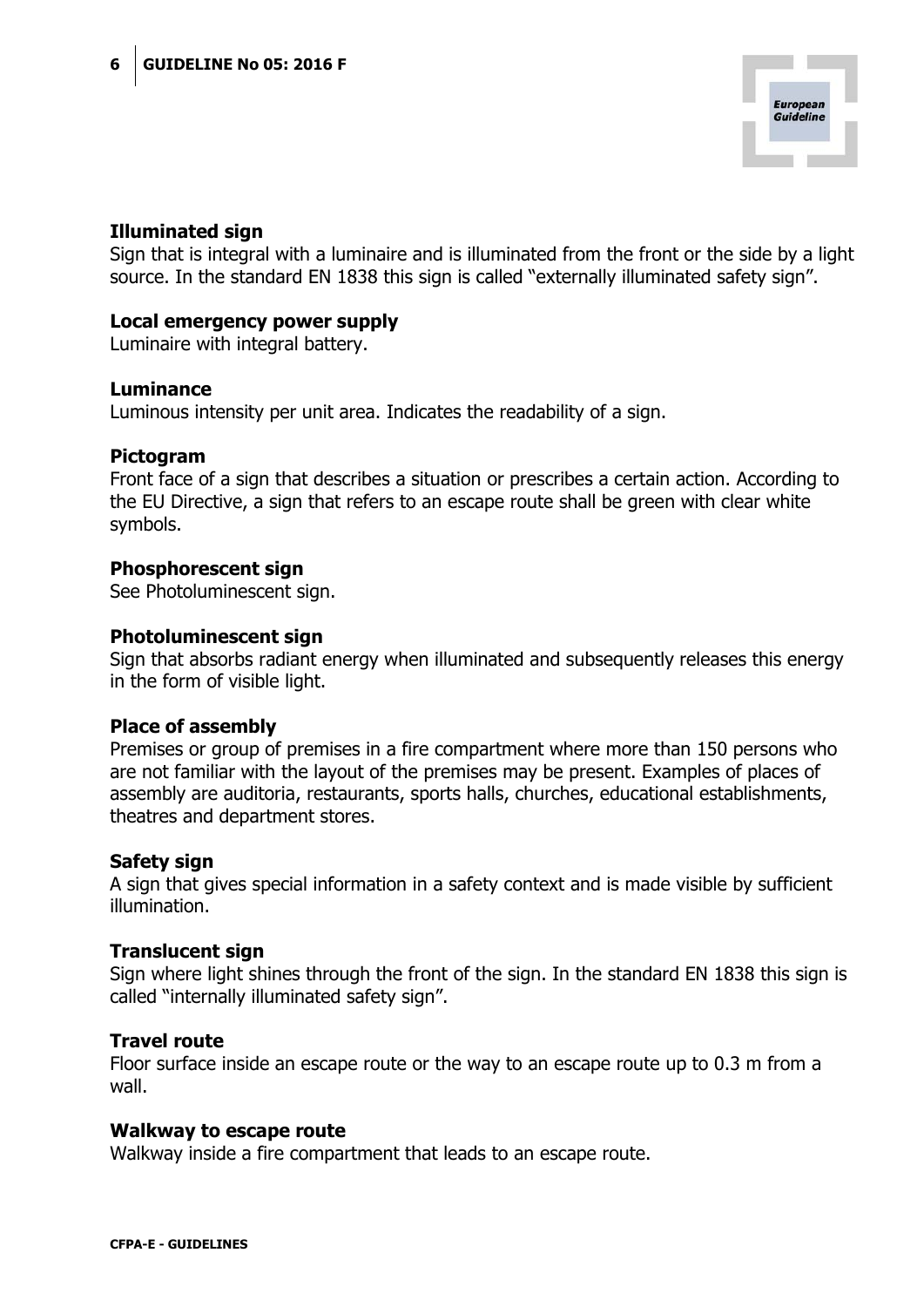**Illuminated sign**
Sign that is integral with a luminaire and is illuminated from the front or the side by a light source. In the standard EN 1838 this sign is called "externally illuminated safety sign".

**Local emergency power supply**
Luminaire with integral battery.

**Luminance**
Luminous intensity per unit area. Indicates the readability of a sign.

**Pictogram**
Front face of a sign that describes a situation or prescribes a certain action. According to the EU Directive, a sign that refers to an escape route shall be green with clear white symbols.

**Phosphorescent sign**
See Photoluminescent sign.

**Photoluminescent sign**
Sign that absorbs radiant energy when illuminated and subsequently releases this energy in the form of visible light.

**Place of assembly**
Premises or group of premises in a fire compartment where more than 150 persons who are not familiar with the layout of the premises may be present. Examples of places of assembly are auditoria, restaurants, sports halls, churches, educational establishments, theatres and department stores.

**Safety sign**
A sign that gives special information in a safety context and is made visible by sufficient illumination.

**Translucent sign**
Sign where light shines through the front of the sign. In the standard EN 1838 this sign is called "internally illuminated safety sign".

**Travel route**
Floor surface inside an escape route or the way to an escape route up to 0.3 m from a wall.

**Walkway to escape route**
Walkway inside a fire compartment that leads to an escape route.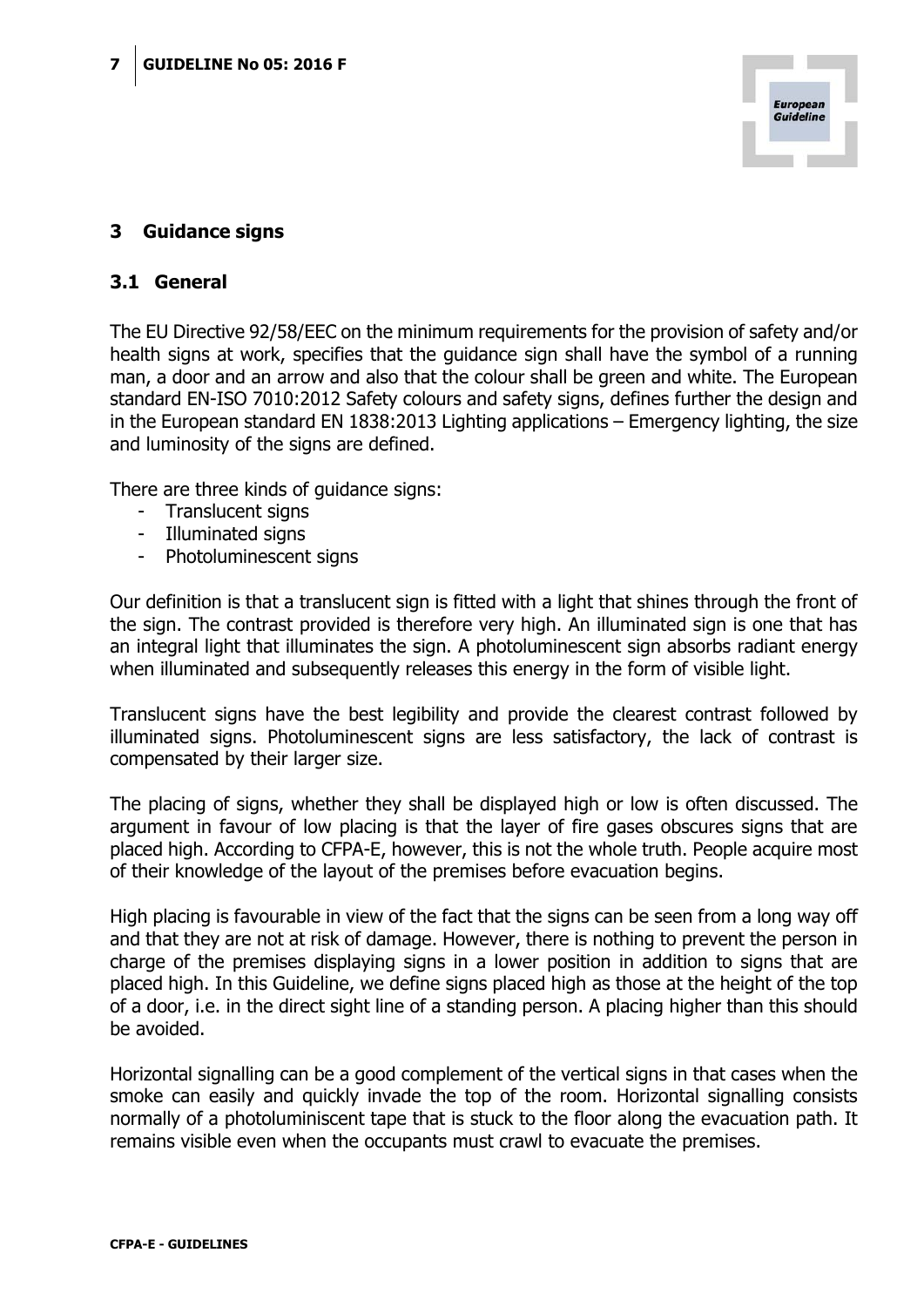# 3 Guidance signs

## 3.1 General

The EU Directive 92/58/EEC on the minimum requirements for the provision of safety and/or health signs at work, specifies that the guidance sign shall have the symbol of a running man, a door and an arrow and also that the colour shall be green and white. The European standard EN-ISO 7010:2012 Safety colours and safety signs, defines further the design and in the European standard EN 1838:2013 Lighting applications – Emergency lighting, the size and luminosity of the signs are defined.

There are three kinds of guidance signs:

- Translucent signs
- Illuminated signs
- Photoluminescent signs

Our definition is that a translucent sign is fitted with a light that shines through the front of the sign. The contrast provided is therefore very high. An illuminated sign is one that has an integral light that illuminates the sign. A photoluminescent sign absorbs radiant energy when illuminated and subsequently releases this energy in the form of visible light.

Translucent signs have the best legibility and provide the clearest contrast followed by illuminated signs. Photoluminescent signs are less satisfactory, the lack of contrast is compensated by their larger size.

The placing of signs, whether they shall be displayed high or low is often discussed. The argument in favour of low placing is that the layer of fire gases obscures signs that are placed high. According to CFPA-E, however, this is not the whole truth. People acquire most of their knowledge of the layout of the premises before evacuation begins.

High placing is favourable in view of the fact that the signs can be seen from a long way off and that they are not at risk of damage. However, there is nothing to prevent the person in charge of the premises displaying signs in a lower position in addition to signs that are placed high. In this Guideline, we define signs placed high as those at the height of the top of a door, i.e. in the direct sight line of a standing person. A placing higher than this should be avoided.

Horizontal signalling can be a good complement of the vertical signs in that cases when the smoke can easily and quickly invade the top of the room. Horizontal signalling consists normally of a photoluminiscent tape that is stuck to the floor along the evacuation path. It remains visible even when the occupants must crawl to evacuate the premises.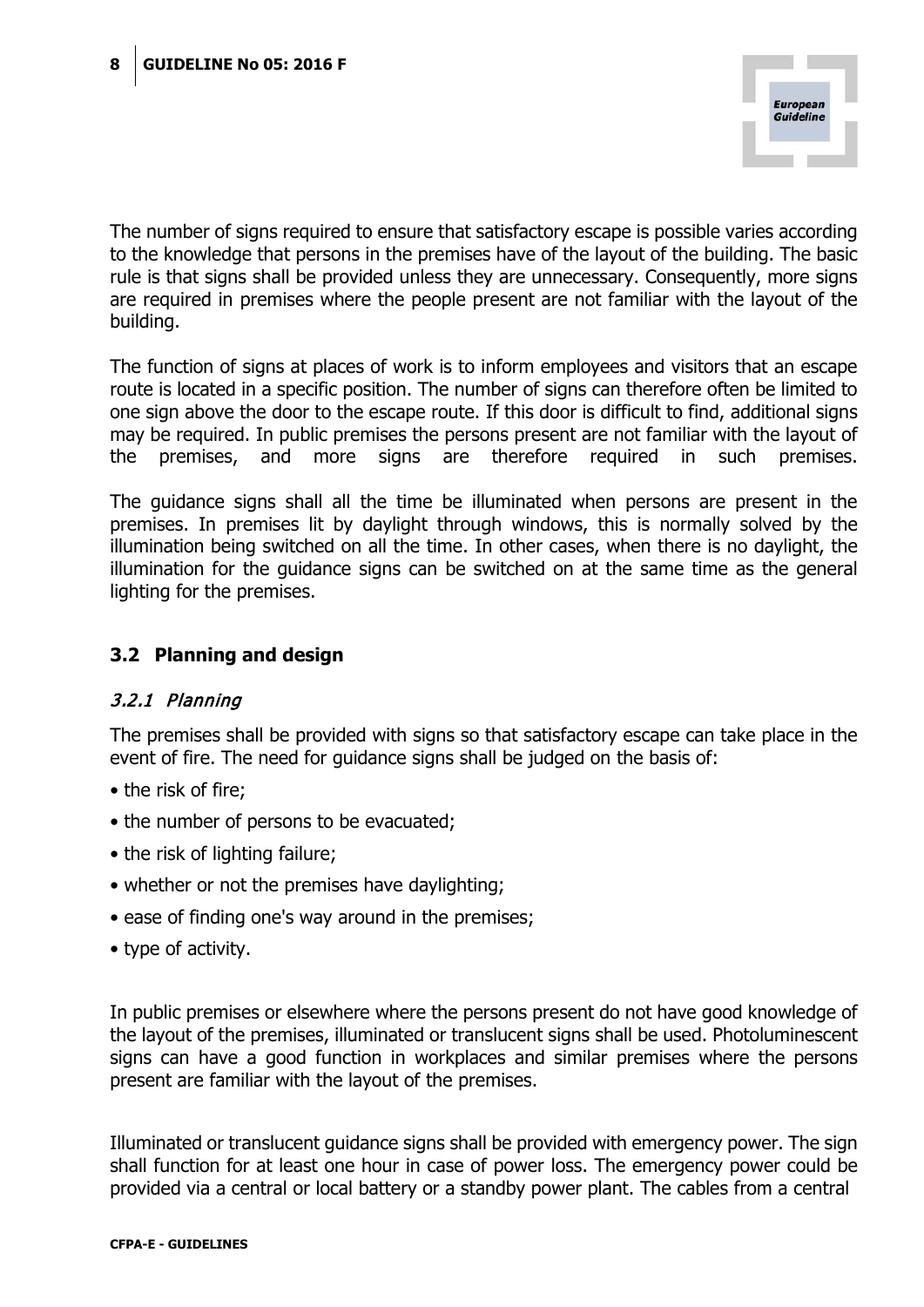The number of signs required to ensure that satisfactory escape is possible varies according to the knowledge that persons in the premises have of the layout of the building. The basic rule is that signs shall be provided unless they are unnecessary. Consequently, more signs are required in premises where the people present are not familiar with the layout of the building.

The function of signs at places of work is to inform employees and visitors that an escape route is located in a specific position. The number of signs can therefore often be limited to one sign above the door to the escape route. If this door is difficult to find, additional signs may be required. In public premises the persons present are not familiar with the layout of the premises, and more signs are therefore required in such premises.

The guidance signs shall all the time be illuminated when persons are present in the premises. In premises lit by daylight through windows, this is normally solved by the illumination being switched on all the time. In other cases, when there is no daylight, the illumination for the guidance signs can be switched on at the same time as the general lighting for the premises.

## 3.2 Planning and design

### *3.2.1 Planning*

The premises shall be provided with signs so that satisfactory escape can take place in the event of fire. The need for guidance signs shall be judged on the basis of:

- the risk of fire;
- the number of persons to be evacuated;
- the risk of lighting failure;
- whether or not the premises have daylighting;
- ease of finding one's way around in the premises;
- type of activity.

In public premises or elsewhere where the persons present do not have good knowledge of the layout of the premises, illuminated or translucent signs shall be used. Photoluminescent signs can have a good function in workplaces and similar premises where the persons present are familiar with the layout of the premises.

Illuminated or translucent guidance signs shall be provided with emergency power. The sign shall function for at least one hour in case of power loss. The emergency power could be provided via a central or local battery or a standby power plant. The cables from a central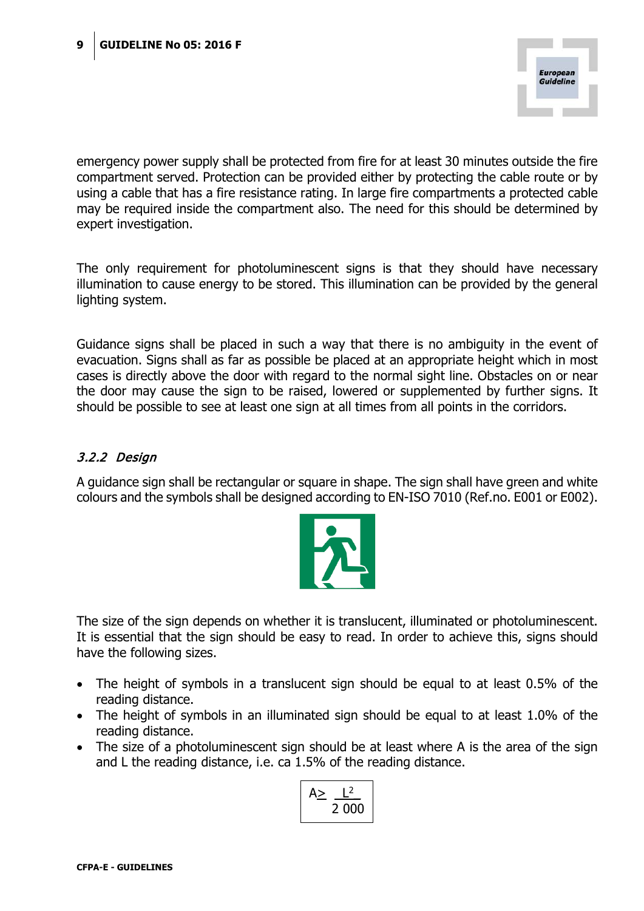emergency power supply shall be protected from fire for at least 30 minutes outside the fire compartment served. Protection can be provided either by protecting the cable route or by using a cable that has a fire resistance rating. In large fire compartments a protected cable may be required inside the compartment also. The need for this should be determined by expert investigation.

The only requirement for photoluminescent signs is that they should have necessary illumination to cause energy to be stored. This illumination can be provided by the general lighting system.

Guidance signs shall be placed in such a way that there is no ambiguity in the event of evacuation. Signs shall as far as possible be placed at an appropriate height which in most cases is directly above the door with regard to the normal sight line. Obstacles on or near the door may cause the sign to be raised, lowered or supplemented by further signs. It should be possible to see at least one sign at all times from all points in the corridors.

### *3.2.2 Design*

A guidance sign shall be rectangular or square in shape. The sign shall have green and white colours and the symbols shall be designed according to EN-ISO 7010 (Ref.no. E001 or E002).

The size of the sign depends on whether it is translucent, illuminated or photoluminescent. It is essential that the sign should be easy to read. In order to achieve this, signs should have the following sizes.

- The height of symbols in a translucent sign should be equal to at least 0.5% of the reading distance.
- The height of symbols in an illuminated sign should be equal to at least 1.0% of the reading distance.
- The size of a photoluminescent sign should be at least where A is the area of the sign and L the reading distance, i.e. ca 1.5% of the reading distance.

$$A \geq \frac{L^2}{2\,000}$$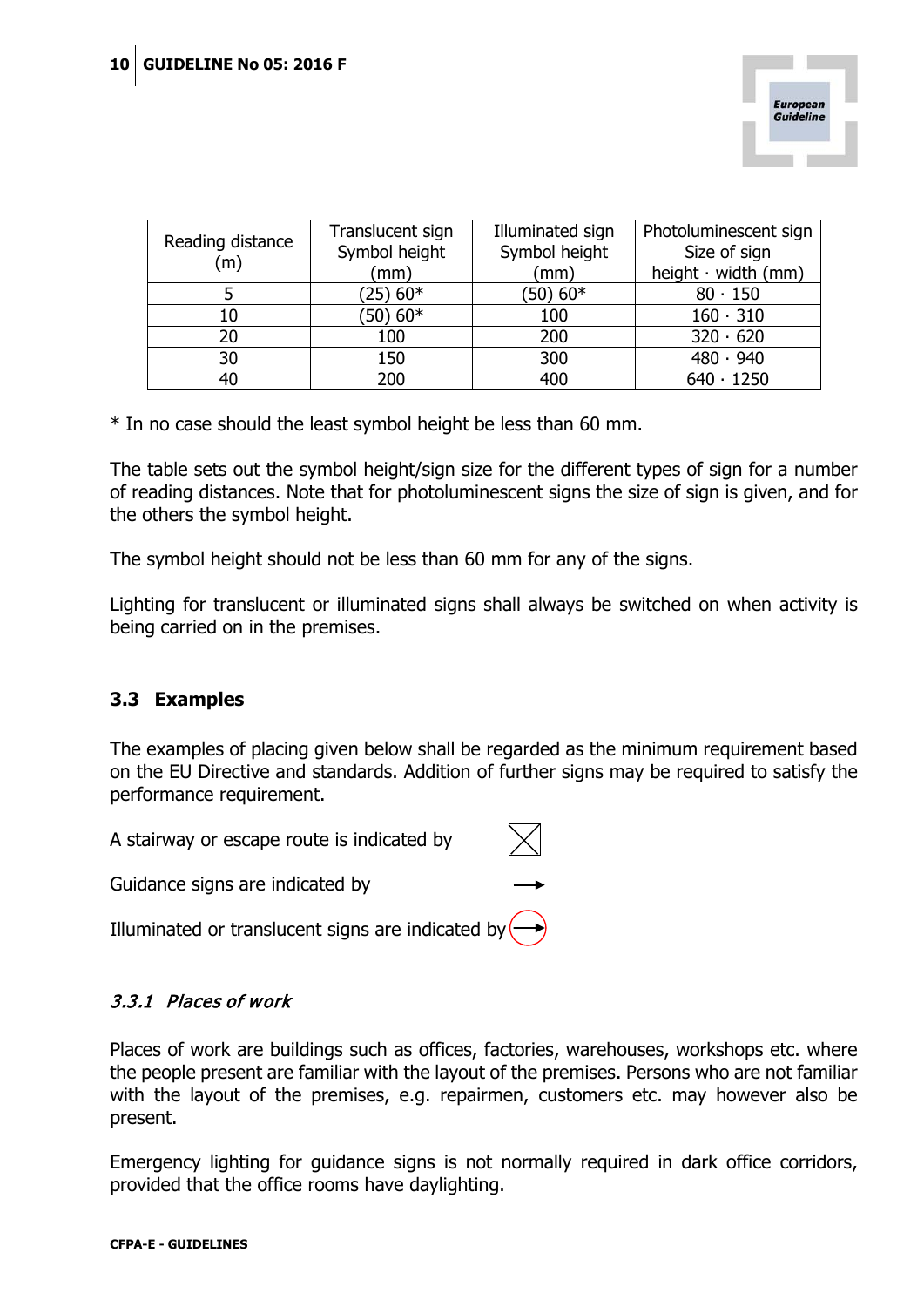| Reading distance (m) | Translucent sign Symbol height (mm) | Illuminated sign Symbol height (mm) | Photoluminescent sign Size of sign height · width (mm) |
|---|---|---|---|
| 5 | (25) 60* | (50) 60* | 80 · 150 |
| 10 | (50) 60* | 100 | 160 · 310 |
| 20 | 100 | 200 | 320 · 620 |
| 30 | 150 | 300 | 480 · 940 |
| 40 | 200 | 400 | 640 · 1250 |

* In no case should the least symbol height be less than 60 mm.

The table sets out the symbol height/sign size for the different types of sign for a number of reading distances. Note that for photoluminescent signs the size of sign is given, and for the others the symbol height.

The symbol height should not be less than 60 mm for any of the signs.

Lighting for translucent or illuminated signs shall always be switched on when activity is being carried on in the premises.

## 3.3 Examples

The examples of placing given below shall be regarded as the minimum requirement based on the EU Directive and standards. Addition of further signs may be required to satisfy the performance requirement.

A stairway or escape route is indicated by ☒

Guidance signs are indicated by →

Illuminated or translucent signs are indicated by (→)

### *3.3.1 Places of work*

Places of work are buildings such as offices, factories, warehouses, workshops etc. where the people present are familiar with the layout of the premises. Persons who are not familiar with the layout of the premises, e.g. repairmen, customers etc. may however also be present.

Emergency lighting for guidance signs is not normally required in dark office corridors, provided that the office rooms have daylighting.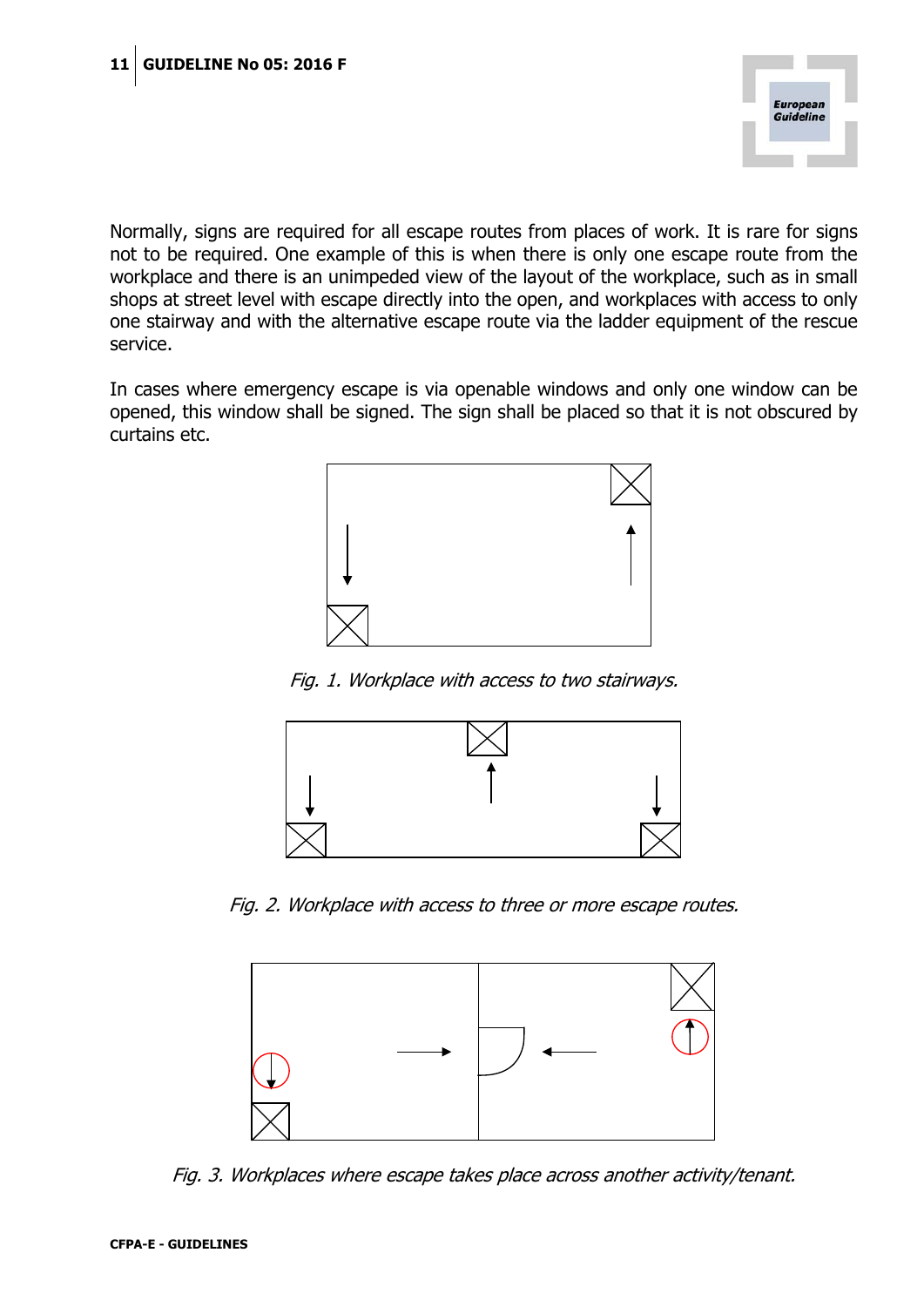Normally, signs are required for all escape routes from places of work. It is rare for signs not to be required. One example of this is when there is only one escape route from the workplace and there is an unimpeded view of the layout of the workplace, such as in small shops at street level with escape directly into the open, and workplaces with access to only one stairway and with the alternative escape route via the ladder equipment of the rescue service.

In cases where emergency escape is via openable windows and only one window can be opened, this window shall be signed. The sign shall be placed so that it is not obscured by curtains etc.

*Fig. 1. Workplace with access to two stairways.*

*Fig. 2. Workplace with access to three or more escape routes.*

*Fig. 3. Workplaces where escape takes place across another activity/tenant.*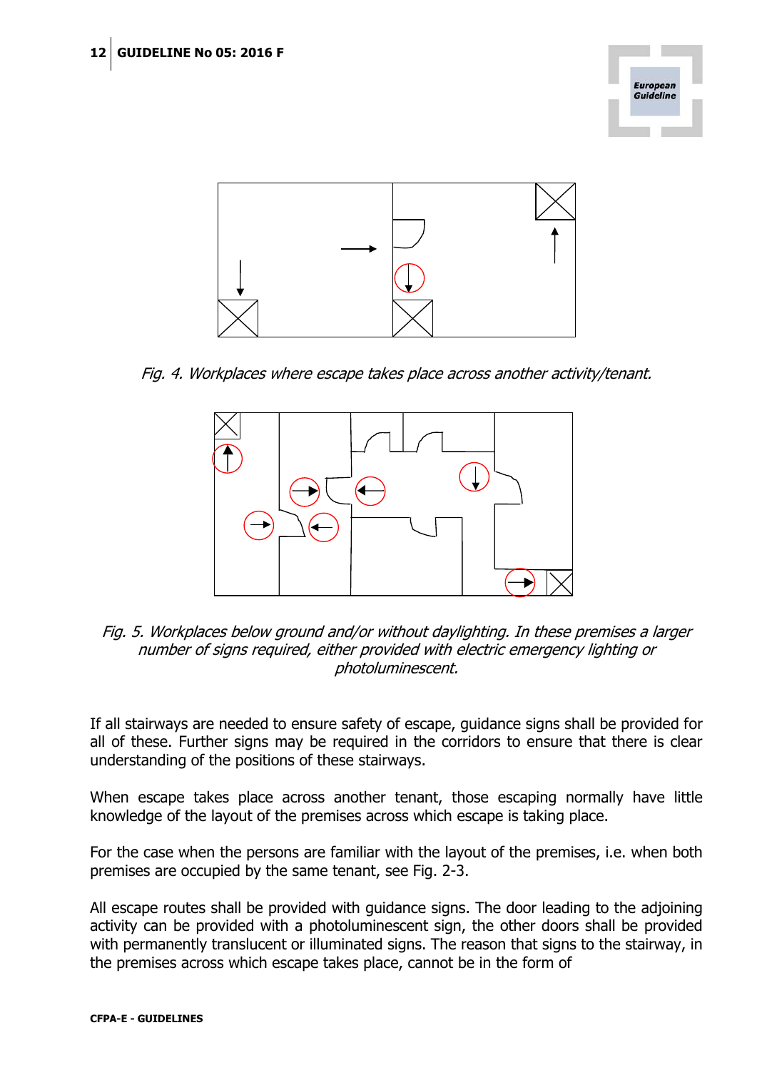*Fig. 4. Workplaces where escape takes place across another activity/tenant.*

*Fig. 5. Workplaces below ground and/or without daylighting. In these premises a larger number of signs required, either provided with electric emergency lighting or photoluminescent.*

If all stairways are needed to ensure safety of escape, guidance signs shall be provided for all of these. Further signs may be required in the corridors to ensure that there is clear understanding of the positions of these stairways.

When escape takes place across another tenant, those escaping normally have little knowledge of the layout of the premises across which escape is taking place.

For the case when the persons are familiar with the layout of the premises, i.e. when both premises are occupied by the same tenant, see Fig. 2-3.

All escape routes shall be provided with guidance signs. The door leading to the adjoining activity can be provided with a photoluminescent sign, the other doors shall be provided with permanently translucent or illuminated signs. The reason that signs to the stairway, in the premises across which escape takes place, cannot be in the form of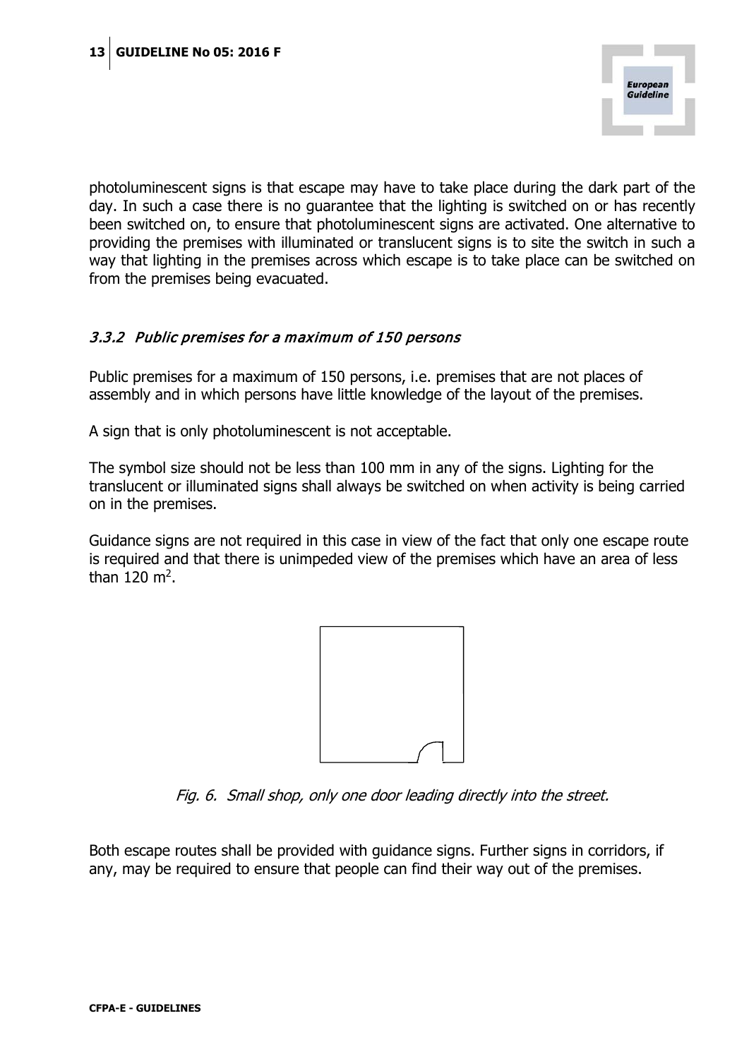photoluminescent signs is that escape may have to take place during the dark part of the day. In such a case there is no guarantee that the lighting is switched on or has recently been switched on, to ensure that photoluminescent signs are activated. One alternative to providing the premises with illuminated or translucent signs is to site the switch in such a way that lighting in the premises across which escape is to take place can be switched on from the premises being evacuated.

### *3.3.2 Public premises for a maximum of 150 persons*

Public premises for a maximum of 150 persons, i.e. premises that are not places of assembly and in which persons have little knowledge of the layout of the premises.

A sign that is only photoluminescent is not acceptable.

The symbol size should not be less than 100 mm in any of the signs. Lighting for the translucent or illuminated signs shall always be switched on when activity is being carried on in the premises.

Guidance signs are not required in this case in view of the fact that only one escape route is required and that there is unimpeded view of the premises which have an area of less than 120 m$^2$.

*Fig. 6. Small shop, only one door leading directly into the street.*

Both escape routes shall be provided with guidance signs. Further signs in corridors, if any, may be required to ensure that people can find their way out of the premises.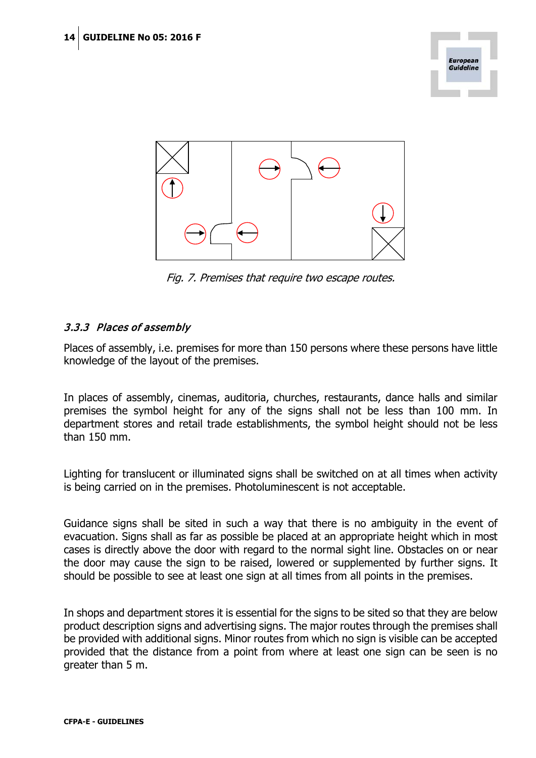Fig. 7. Premises that require two escape routes.

### 3.3.3 Places of assembly

Places of assembly, i.e. premises for more than 150 persons where these persons have little knowledge of the layout of the premises.

In places of assembly, cinemas, auditoria, churches, restaurants, dance halls and similar premises the symbol height for any of the signs shall not be less than 100 mm. In department stores and retail trade establishments, the symbol height should not be less than 150 mm.

Lighting for translucent or illuminated signs shall be switched on at all times when activity is being carried on in the premises. Photoluminescent is not acceptable.

Guidance signs shall be sited in such a way that there is no ambiguity in the event of evacuation. Signs shall as far as possible be placed at an appropriate height which in most cases is directly above the door with regard to the normal sight line. Obstacles on or near the door may cause the sign to be raised, lowered or supplemented by further signs. It should be possible to see at least one sign at all times from all points in the premises.

In shops and department stores it is essential for the signs to be sited so that they are below product description signs and advertising signs. The major routes through the premises shall be provided with additional signs. Minor routes from which no sign is visible can be accepted provided that the distance from a point from where at least one sign can be seen is no greater than 5 m.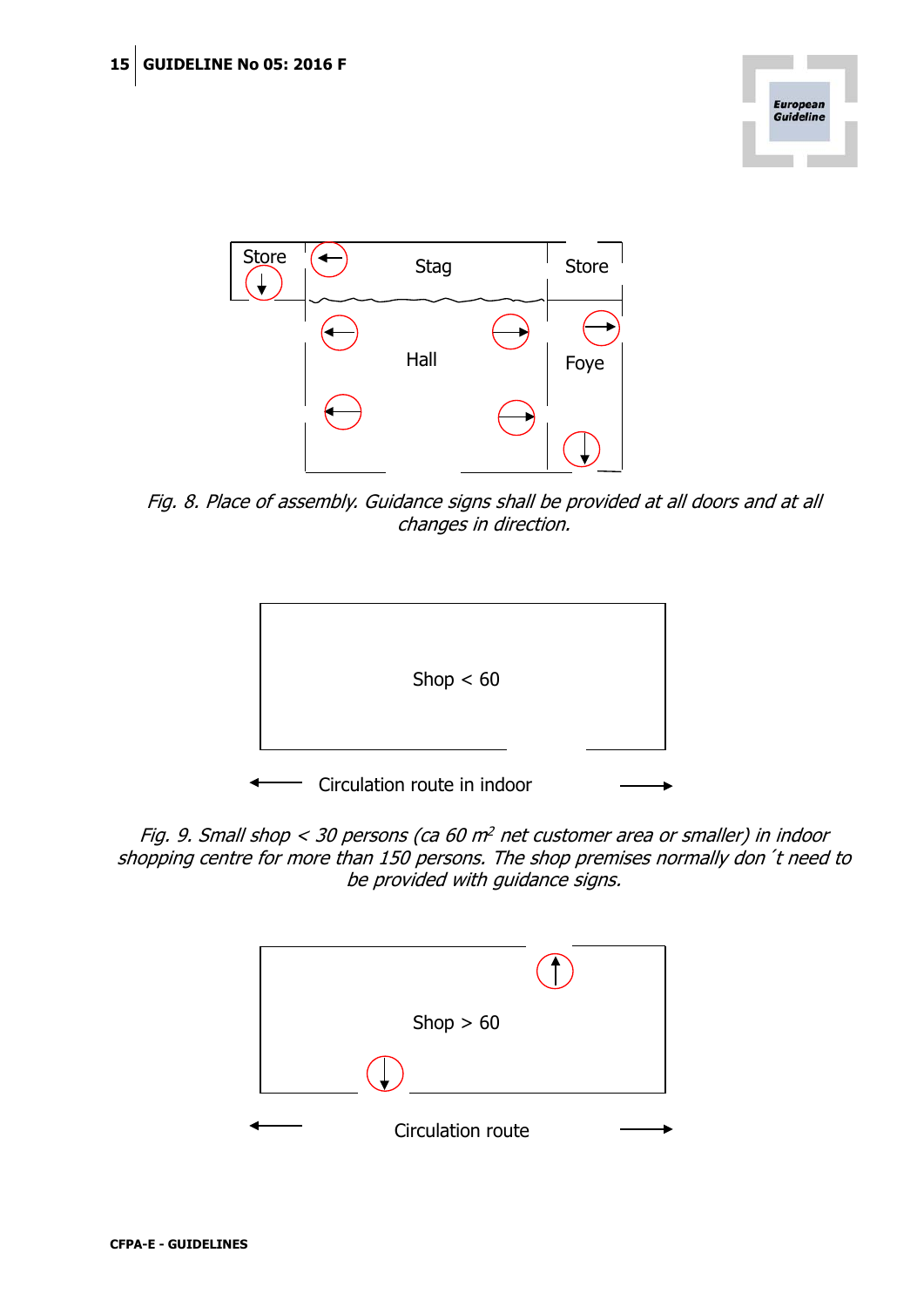Store

Stag

Store

Hall

Foye

*Fig. 8. Place of assembly. Guidance signs shall be provided at all doors and at all changes in direction.*

Shop < 60

Circulation route in indoor

*Fig. 9. Small shop < 30 persons (ca 60 m² net customer area or smaller) in indoor shopping centre for more than 150 persons. The shop premises normally don´t need to be provided with guidance signs.*

Shop > 60

Circulation route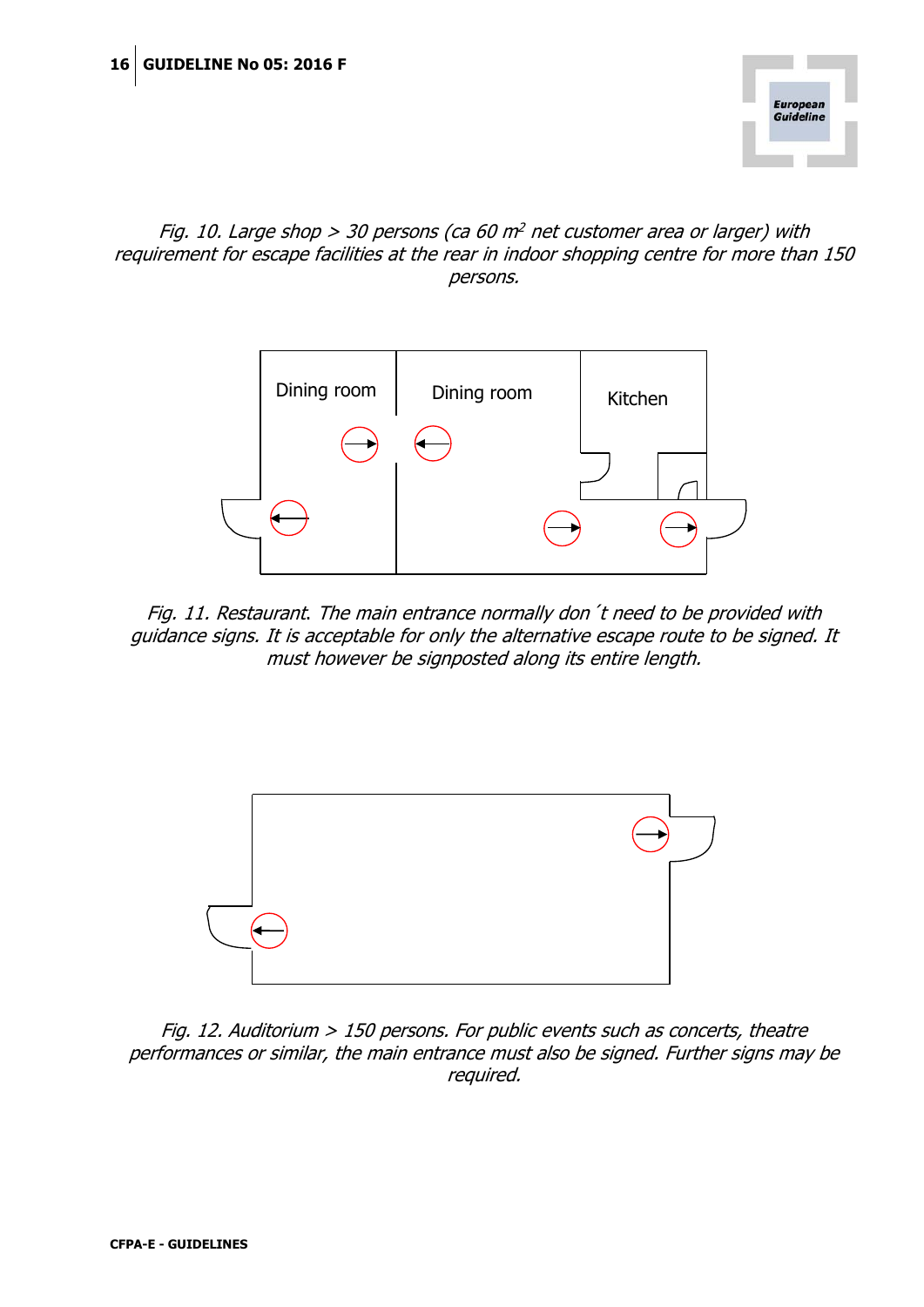*Fig. 10. Large shop > 30 persons (ca 60 m$^2$ net customer area or larger) with requirement for escape facilities at the rear in indoor shopping centre for more than 150 persons.*

Dining room

Dining room

Kitchen

*Fig. 11. Restaurant. The main entrance normally don´t need to be provided with guidance signs. It is acceptable for only the alternative escape route to be signed. It must however be signposted along its entire length.*

*Fig. 12. Auditorium > 150 persons. For public events such as concerts, theatre performances or similar, the main entrance must also be signed. Further signs may be required.*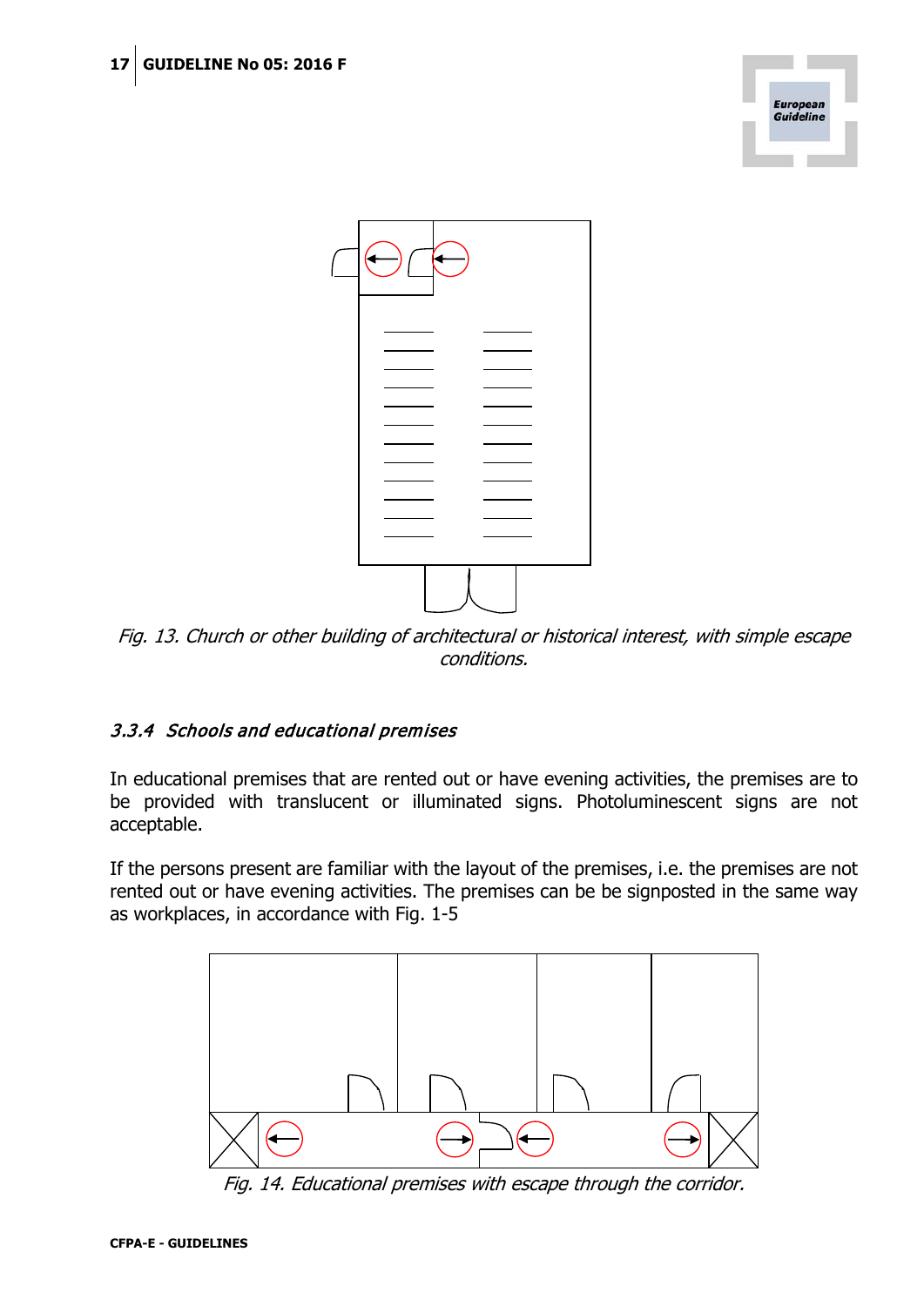*Fig. 13. Church or other building of architectural or historical interest, with simple escape conditions.*

### *3.3.4 Schools and educational premises*

In educational premises that are rented out or have evening activities, the premises are to be provided with translucent or illuminated signs. Photoluminescent signs are not acceptable.

If the persons present are familiar with the layout of the premises, i.e. the premises are not rented out or have evening activities. The premises can be be signposted in the same way as workplaces, in accordance with Fig. 1-5

*Fig. 14. Educational premises with escape through the corridor.*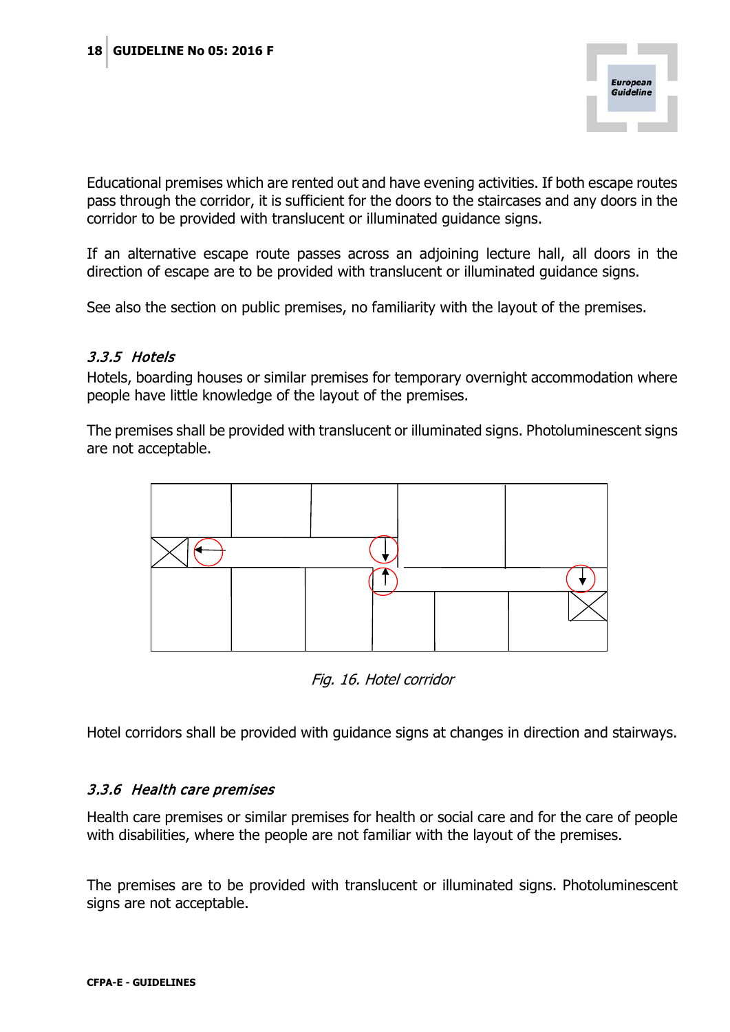Educational premises which are rented out and have evening activities. If both escape routes pass through the corridor, it is sufficient for the doors to the staircases and any doors in the corridor to be provided with translucent or illuminated guidance signs.

If an alternative escape route passes across an adjoining lecture hall, all doors in the direction of escape are to be provided with translucent or illuminated guidance signs.

See also the section on public premises, no familiarity with the layout of the premises.

### *3.3.5 Hotels*

Hotels, boarding houses or similar premises for temporary overnight accommodation where people have little knowledge of the layout of the premises.

The premises shall be provided with translucent or illuminated signs. Photoluminescent signs are not acceptable.

*Fig. 16. Hotel corridor*

Hotel corridors shall be provided with guidance signs at changes in direction and stairways.

### *3.3.6 Health care premises*

Health care premises or similar premises for health or social care and for the care of people with disabilities, where the people are not familiar with the layout of the premises.

The premises are to be provided with translucent or illuminated signs. Photoluminescent signs are not acceptable.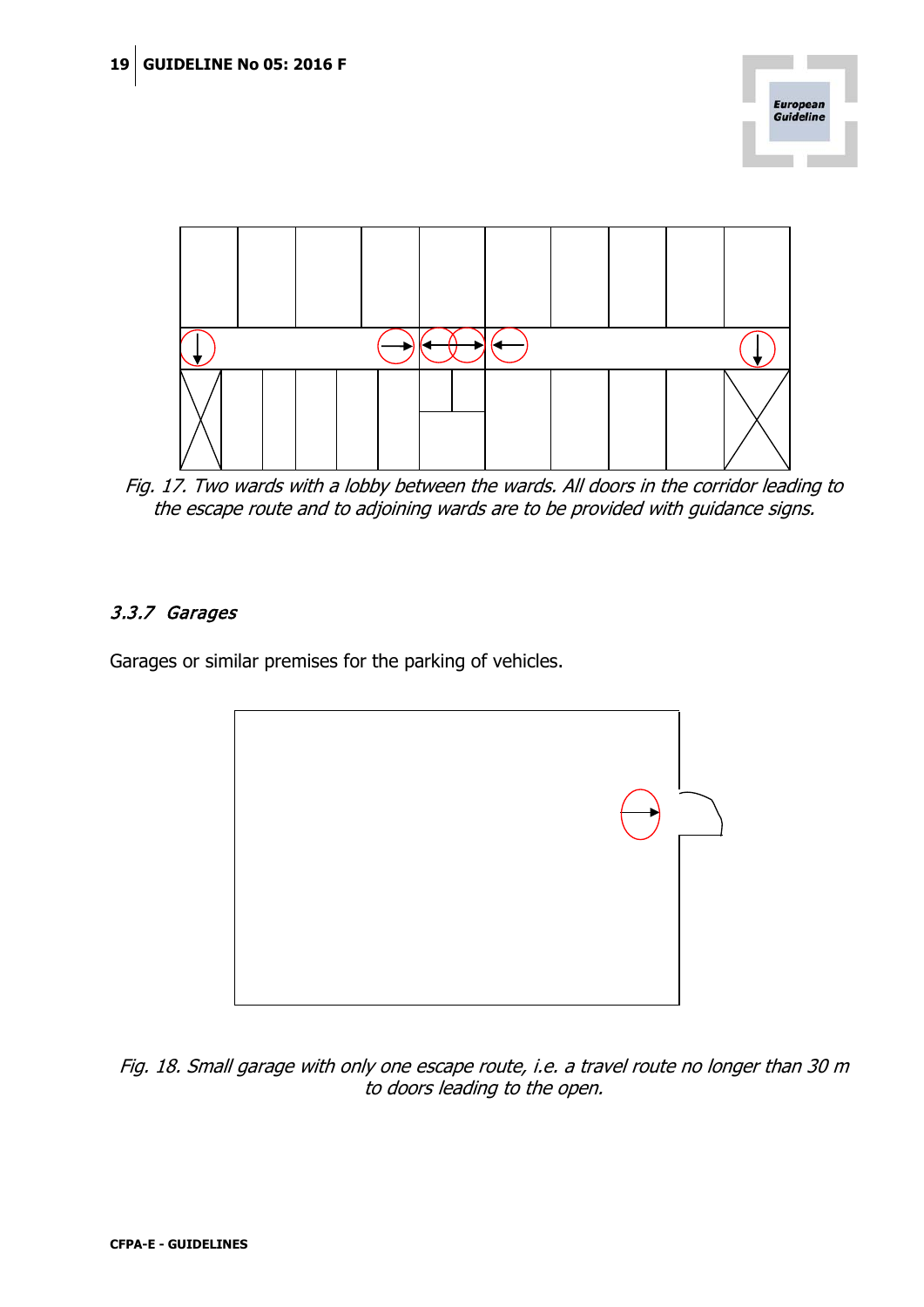*Fig. 17. Two wards with a lobby between the wards. All doors in the corridor leading to the escape route and to adjoining wards are to be provided with guidance signs.*

### *3.3.7 Garages*

Garages or similar premises for the parking of vehicles.

*Fig. 18. Small garage with only one escape route, i.e. a travel route no longer than 30 m to doors leading to the open.*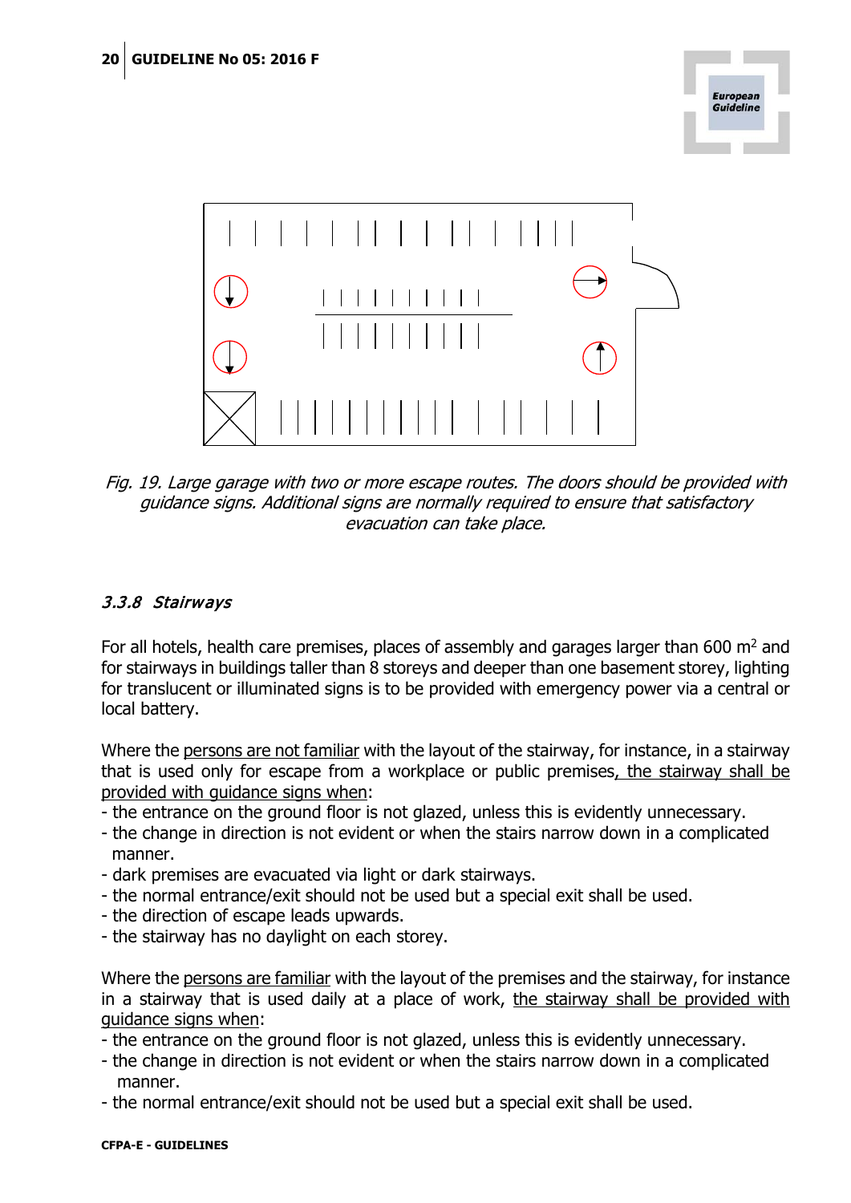Fig. 19. Large garage with two or more escape routes. The doors should be provided with guidance signs. Additional signs are normally required to ensure that satisfactory evacuation can take place.

### 3.3.8 Stairways

For all hotels, health care premises, places of assembly and garages larger than 600 m$^2$ and for stairways in buildings taller than 8 storeys and deeper than one basement storey, lighting for translucent or illuminated signs is to be provided with emergency power via a central or local battery.

Where the persons are not familiar with the layout of the stairway, for instance, in a stairway that is used only for escape from a workplace or public premises, the stairway shall be provided with guidance signs when:

- the entrance on the ground floor is not glazed, unless this is evidently unnecessary.
- the change in direction is not evident or when the stairs narrow down in a complicated manner.
- dark premises are evacuated via light or dark stairways.
- the normal entrance/exit should not be used but a special exit shall be used.
- the direction of escape leads upwards.
- the stairway has no daylight on each storey.

Where the persons are familiar with the layout of the premises and the stairway, for instance in a stairway that is used daily at a place of work, the stairway shall be provided with guidance signs when:

- the entrance on the ground floor is not glazed, unless this is evidently unnecessary.
- the change in direction is not evident or when the stairs narrow down in a complicated manner.
- the normal entrance/exit should not be used but a special exit shall be used.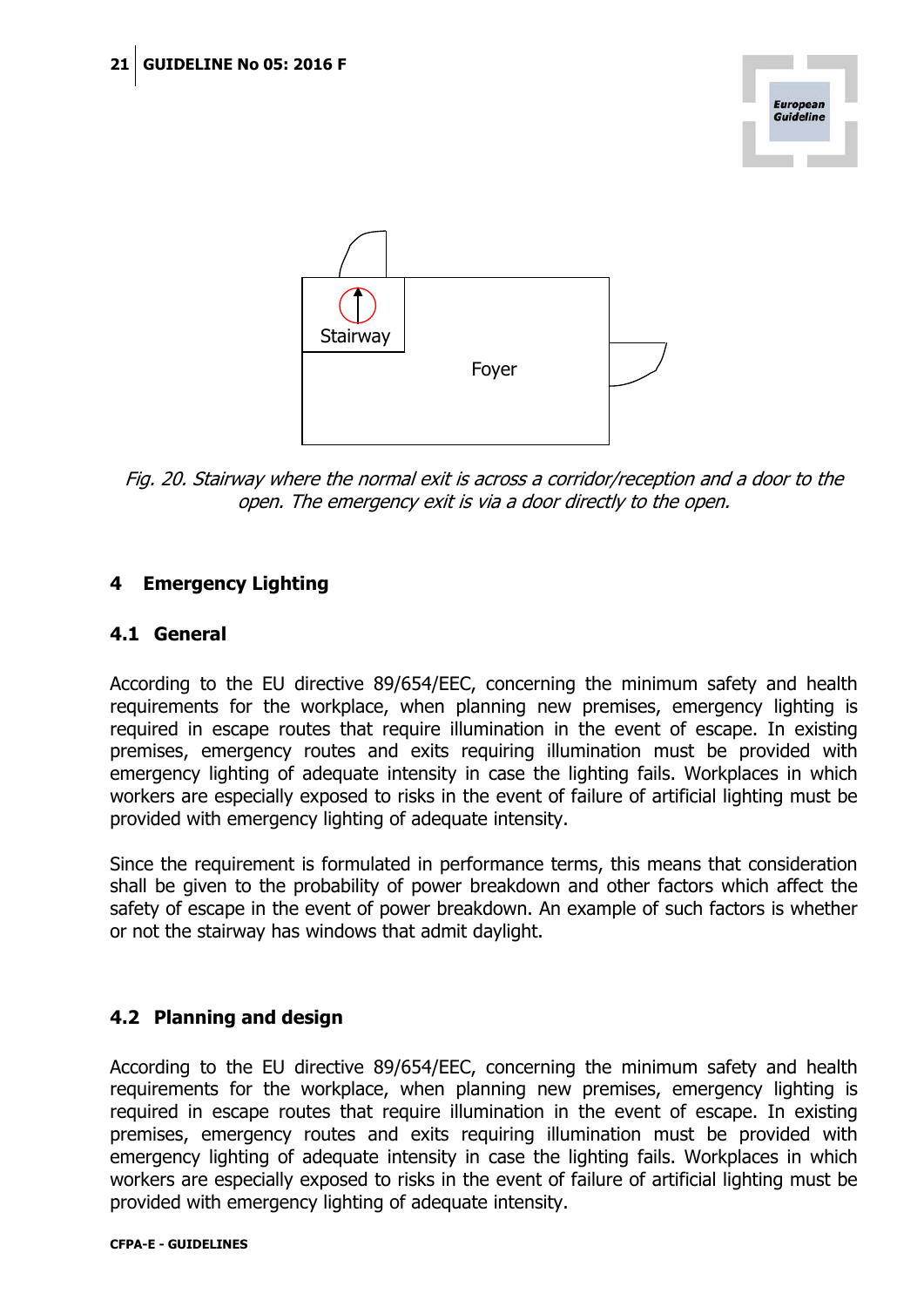Stairway

Foyer

*Fig. 20. Stairway where the normal exit is across a corridor/reception and a door to the open. The emergency exit is via a door directly to the open.*

# 4 Emergency Lighting

## 4.1 General

According to the EU directive 89/654/EEC, concerning the minimum safety and health requirements for the workplace, when planning new premises, emergency lighting is required in escape routes that require illumination in the event of escape. In existing premises, emergency routes and exits requiring illumination must be provided with emergency lighting of adequate intensity in case the lighting fails. Workplaces in which workers are especially exposed to risks in the event of failure of artificial lighting must be provided with emergency lighting of adequate intensity.

Since the requirement is formulated in performance terms, this means that consideration shall be given to the probability of power breakdown and other factors which affect the safety of escape in the event of power breakdown. An example of such factors is whether or not the stairway has windows that admit daylight.

## 4.2 Planning and design

According to the EU directive 89/654/EEC, concerning the minimum safety and health requirements for the workplace, when planning new premises, emergency lighting is required in escape routes that require illumination in the event of escape. In existing premises, emergency routes and exits requiring illumination must be provided with emergency lighting of adequate intensity in case the lighting fails. Workplaces in which workers are especially exposed to risks in the event of failure of artificial lighting must be provided with emergency lighting of adequate intensity.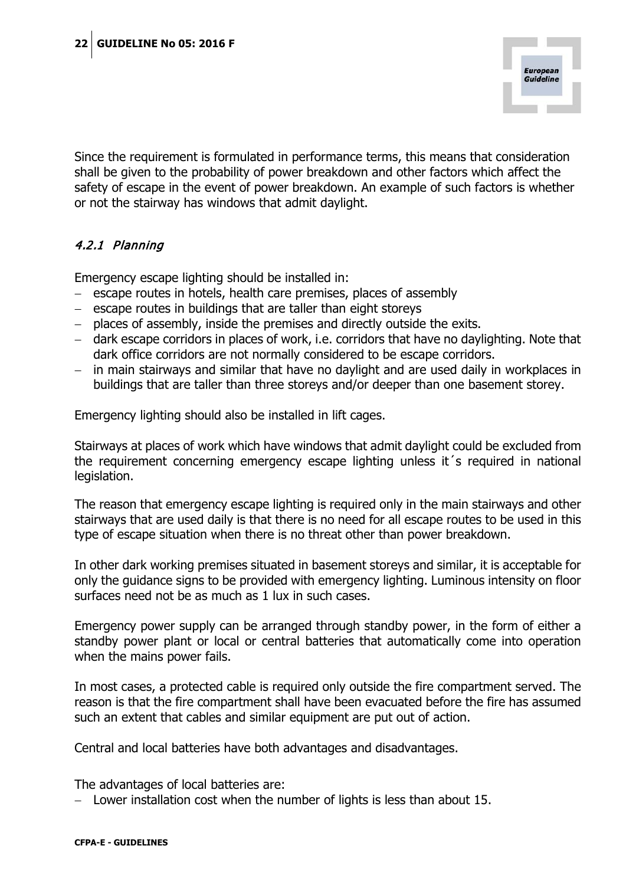Since the requirement is formulated in performance terms, this means that consideration shall be given to the probability of power breakdown and other factors which affect the safety of escape in the event of power breakdown. An example of such factors is whether or not the stairway has windows that admit daylight.

#### *4.2.1 Planning*

Emergency escape lighting should be installed in:

- escape routes in hotels, health care premises, places of assembly
- escape routes in buildings that are taller than eight storeys
- places of assembly, inside the premises and directly outside the exits.
- dark escape corridors in places of work, i.e. corridors that have no daylighting. Note that dark office corridors are not normally considered to be escape corridors.
- in main stairways and similar that have no daylight and are used daily in workplaces in buildings that are taller than three storeys and/or deeper than one basement storey.

Emergency lighting should also be installed in lift cages.

Stairways at places of work which have windows that admit daylight could be excluded from the requirement concerning emergency escape lighting unless it´s required in national legislation.

The reason that emergency escape lighting is required only in the main stairways and other stairways that are used daily is that there is no need for all escape routes to be used in this type of escape situation when there is no threat other than power breakdown.

In other dark working premises situated in basement storeys and similar, it is acceptable for only the guidance signs to be provided with emergency lighting. Luminous intensity on floor surfaces need not be as much as 1 lux in such cases.

Emergency power supply can be arranged through standby power, in the form of either a standby power plant or local or central batteries that automatically come into operation when the mains power fails.

In most cases, a protected cable is required only outside the fire compartment served. The reason is that the fire compartment shall have been evacuated before the fire has assumed such an extent that cables and similar equipment are put out of action.

Central and local batteries have both advantages and disadvantages.

The advantages of local batteries are:

- Lower installation cost when the number of lights is less than about 15.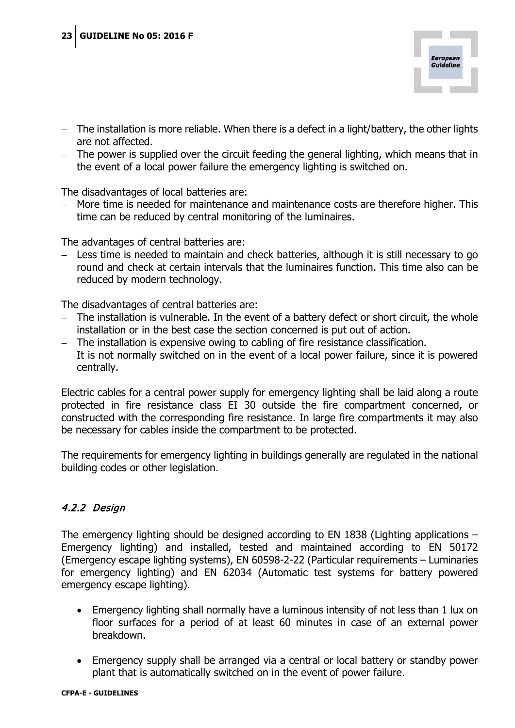- The installation is more reliable. When there is a defect in a light/battery, the other lights are not affected.
- The power is supplied over the circuit feeding the general lighting, which means that in the event of a local power failure the emergency lighting is switched on.

The disadvantages of local batteries are:

- More time is needed for maintenance and maintenance costs are therefore higher. This time can be reduced by central monitoring of the luminaires.

The advantages of central batteries are:

- Less time is needed to maintain and check batteries, although it is still necessary to go round and check at certain intervals that the luminaires function. This time also can be reduced by modern technology.

The disadvantages of central batteries are:

- The installation is vulnerable. In the event of a battery defect or short circuit, the whole installation or in the best case the section concerned is put out of action.
- The installation is expensive owing to cabling of fire resistance classification.
- It is not normally switched on in the event of a local power failure, since it is powered centrally.

Electric cables for a central power supply for emergency lighting shall be laid along a route protected in fire resistance class EI 30 outside the fire compartment concerned, or constructed with the corresponding fire resistance. In large fire compartments it may also be necessary for cables inside the compartment to be protected.

The requirements for emergency lighting in buildings generally are regulated in the national building codes or other legislation.

### *4.2.2 Design*

The emergency lighting should be designed according to EN 1838 (Lighting applications – Emergency lighting) and installed, tested and maintained according to EN 50172 (Emergency escape lighting systems), EN 60598-2-22 (Particular requirements – Luminaries for emergency lighting) and EN 62034 (Automatic test systems for battery powered emergency escape lighting).

- Emergency lighting shall normally have a luminous intensity of not less than 1 lux on floor surfaces for a period of at least 60 minutes in case of an external power breakdown.

- Emergency supply shall be arranged via a central or local battery or standby power plant that is automatically switched on in the event of power failure.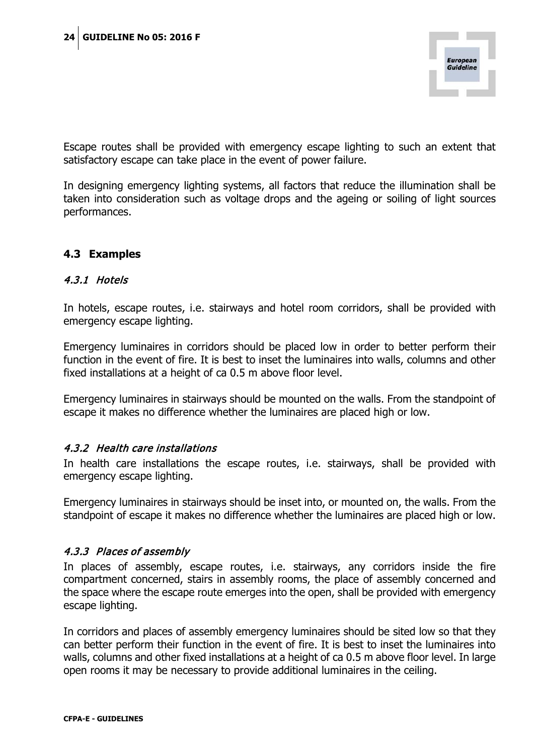Escape routes shall be provided with emergency escape lighting to such an extent that satisfactory escape can take place in the event of power failure.

In designing emergency lighting systems, all factors that reduce the illumination shall be taken into consideration such as voltage drops and the ageing or soiling of light sources performances.

## 4.3 Examples

### *4.3.1 Hotels*

In hotels, escape routes, i.e. stairways and hotel room corridors, shall be provided with emergency escape lighting.

Emergency luminaires in corridors should be placed low in order to better perform their function in the event of fire. It is best to inset the luminaires into walls, columns and other fixed installations at a height of ca 0.5 m above floor level.

Emergency luminaires in stairways should be mounted on the walls. From the standpoint of escape it makes no difference whether the luminaires are placed high or low.

### *4.3.2 Health care installations*

In health care installations the escape routes, i.e. stairways, shall be provided with emergency escape lighting.

Emergency luminaires in stairways should be inset into, or mounted on, the walls. From the standpoint of escape it makes no difference whether the luminaires are placed high or low.

### *4.3.3 Places of assembly*

In places of assembly, escape routes, i.e. stairways, any corridors inside the fire compartment concerned, stairs in assembly rooms, the place of assembly concerned and the space where the escape route emerges into the open, shall be provided with emergency escape lighting.

In corridors and places of assembly emergency luminaires should be sited low so that they can better perform their function in the event of fire. It is best to inset the luminaires into walls, columns and other fixed installations at a height of ca 0.5 m above floor level. In large open rooms it may be necessary to provide additional luminaires in the ceiling.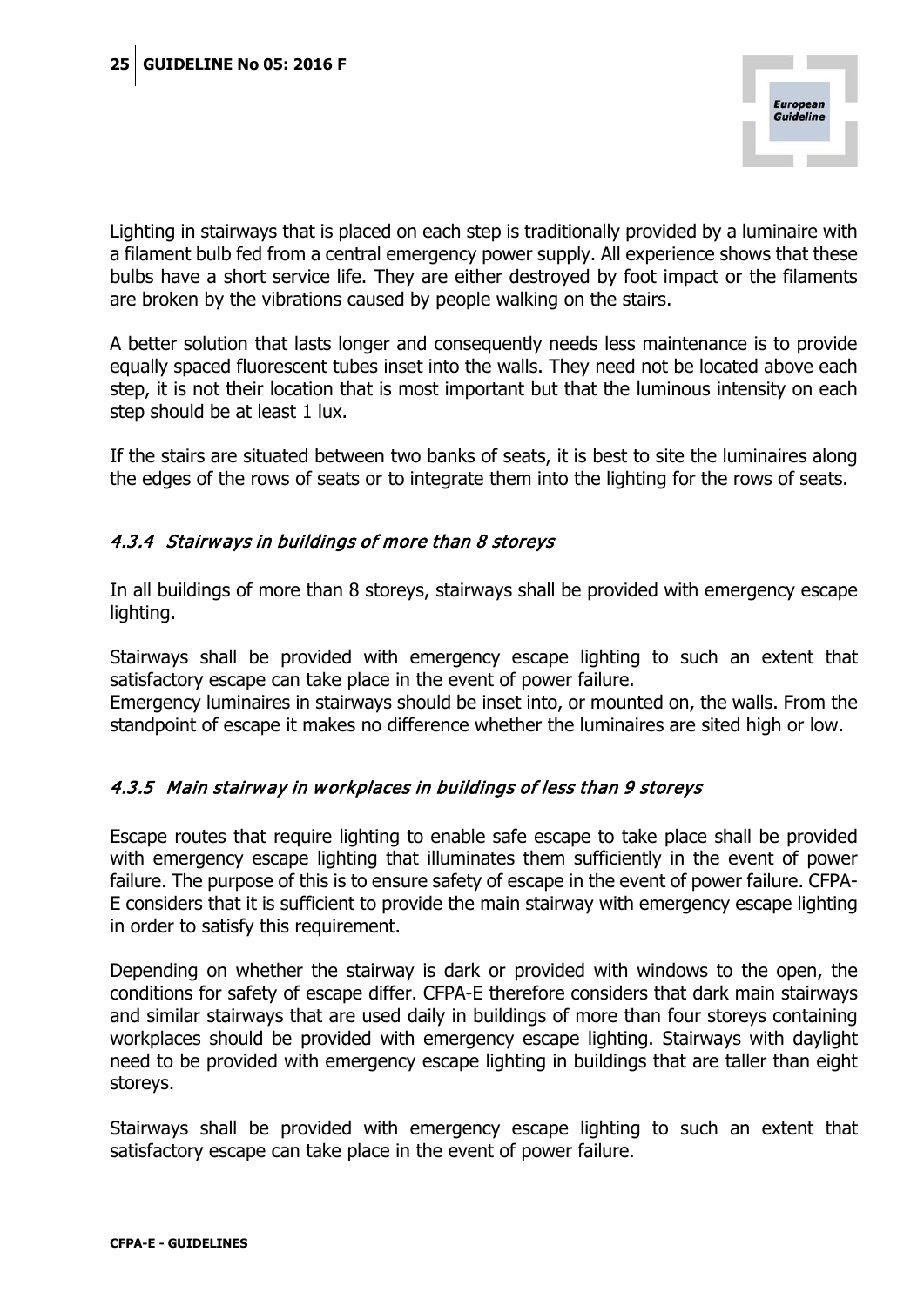Lighting in stairways that is placed on each step is traditionally provided by a luminaire with a filament bulb fed from a central emergency power supply. All experience shows that these bulbs have a short service life. They are either destroyed by foot impact or the filaments are broken by the vibrations caused by people walking on the stairs.

A better solution that lasts longer and consequently needs less maintenance is to provide equally spaced fluorescent tubes inset into the walls. They need not be located above each step, it is not their location that is most important but that the luminous intensity on each step should be at least 1 lux.

If the stairs are situated between two banks of seats, it is best to site the luminaires along the edges of the rows of seats or to integrate them into the lighting for the rows of seats.

### *4.3.4 Stairways in buildings of more than 8 storeys*

In all buildings of more than 8 storeys, stairways shall be provided with emergency escape lighting.

Stairways shall be provided with emergency escape lighting to such an extent that satisfactory escape can take place in the event of power failure.
Emergency luminaires in stairways should be inset into, or mounted on, the walls. From the standpoint of escape it makes no difference whether the luminaires are sited high or low.

### *4.3.5 Main stairway in workplaces in buildings of less than 9 storeys*

Escape routes that require lighting to enable safe escape to take place shall be provided with emergency escape lighting that illuminates them sufficiently in the event of power failure. The purpose of this is to ensure safety of escape in the event of power failure. CFPA-E considers that it is sufficient to provide the main stairway with emergency escape lighting in order to satisfy this requirement.

Depending on whether the stairway is dark or provided with windows to the open, the conditions for safety of escape differ. CFPA-E therefore considers that dark main stairways and similar stairways that are used daily in buildings of more than four storeys containing workplaces should be provided with emergency escape lighting. Stairways with daylight need to be provided with emergency escape lighting in buildings that are taller than eight storeys.

Stairways shall be provided with emergency escape lighting to such an extent that satisfactory escape can take place in the event of power failure.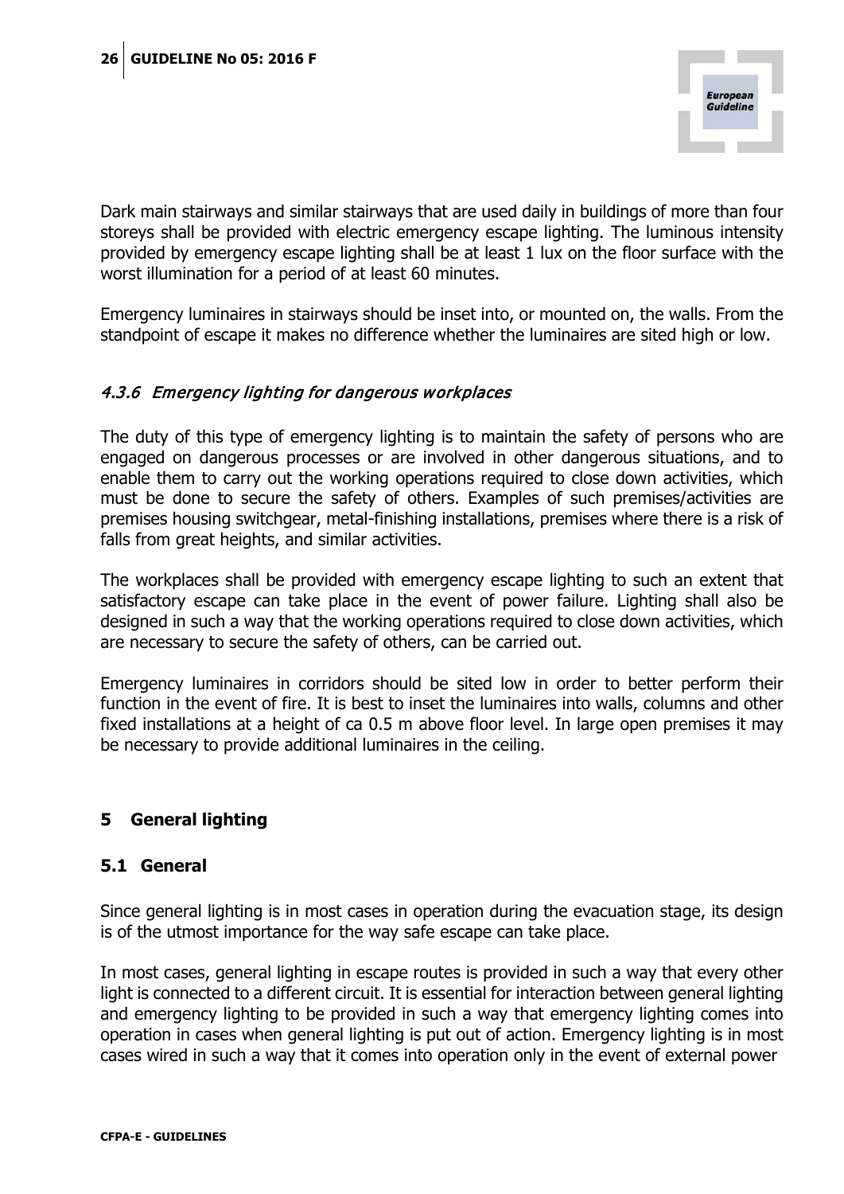Dark main stairways and similar stairways that are used daily in buildings of more than four storeys shall be provided with electric emergency escape lighting. The luminous intensity provided by emergency escape lighting shall be at least 1 lux on the floor surface with the worst illumination for a period of at least 60 minutes.

Emergency luminaires in stairways should be inset into, or mounted on, the walls. From the standpoint of escape it makes no difference whether the luminaires are sited high or low.

### *4.3.6 Emergency lighting for dangerous workplaces*

The duty of this type of emergency lighting is to maintain the safety of persons who are engaged on dangerous processes or are involved in other dangerous situations, and to enable them to carry out the working operations required to close down activities, which must be done to secure the safety of others. Examples of such premises/activities are premises housing switchgear, metal-finishing installations, premises where there is a risk of falls from great heights, and similar activities.

The workplaces shall be provided with emergency escape lighting to such an extent that satisfactory escape can take place in the event of power failure. Lighting shall also be designed in such a way that the working operations required to close down activities, which are necessary to secure the safety of others, can be carried out.

Emergency luminaires in corridors should be sited low in order to better perform their function in the event of fire. It is best to inset the luminaires into walls, columns and other fixed installations at a height of ca 0.5 m above floor level. In large open premises it may be necessary to provide additional luminaires in the ceiling.

# 5 General lighting

## 5.1 General

Since general lighting is in most cases in operation during the evacuation stage, its design is of the utmost importance for the way safe escape can take place.

In most cases, general lighting in escape routes is provided in such a way that every other light is connected to a different circuit. It is essential for interaction between general lighting and emergency lighting to be provided in such a way that emergency lighting comes into operation in cases when general lighting is put out of action. Emergency lighting is in most cases wired in such a way that it comes into operation only in the event of external power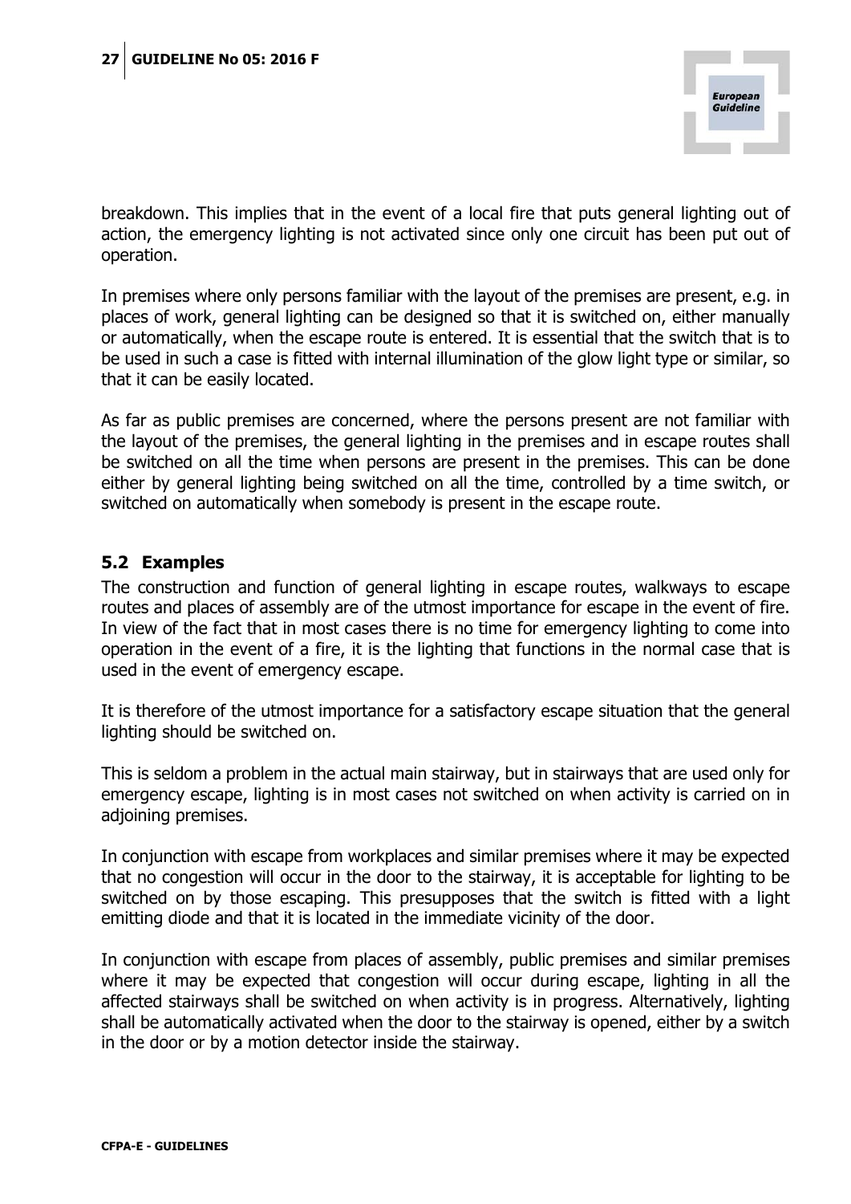breakdown. This implies that in the event of a local fire that puts general lighting out of action, the emergency lighting is not activated since only one circuit has been put out of operation.

In premises where only persons familiar with the layout of the premises are present, e.g. in places of work, general lighting can be designed so that it is switched on, either manually or automatically, when the escape route is entered. It is essential that the switch that is to be used in such a case is fitted with internal illumination of the glow light type or similar, so that it can be easily located.

As far as public premises are concerned, where the persons present are not familiar with the layout of the premises, the general lighting in the premises and in escape routes shall be switched on all the time when persons are present in the premises. This can be done either by general lighting being switched on all the time, controlled by a time switch, or switched on automatically when somebody is present in the escape route.

## 5.2 Examples

The construction and function of general lighting in escape routes, walkways to escape routes and places of assembly are of the utmost importance for escape in the event of fire. In view of the fact that in most cases there is no time for emergency lighting to come into operation in the event of a fire, it is the lighting that functions in the normal case that is used in the event of emergency escape.

It is therefore of the utmost importance for a satisfactory escape situation that the general lighting should be switched on.

This is seldom a problem in the actual main stairway, but in stairways that are used only for emergency escape, lighting is in most cases not switched on when activity is carried on in adjoining premises.

In conjunction with escape from workplaces and similar premises where it may be expected that no congestion will occur in the door to the stairway, it is acceptable for lighting to be switched on by those escaping. This presupposes that the switch is fitted with a light emitting diode and that it is located in the immediate vicinity of the door.

In conjunction with escape from places of assembly, public premises and similar premises where it may be expected that congestion will occur during escape, lighting in all the affected stairways shall be switched on when activity is in progress. Alternatively, lighting shall be automatically activated when the door to the stairway is opened, either by a switch in the door or by a motion detector inside the stairway.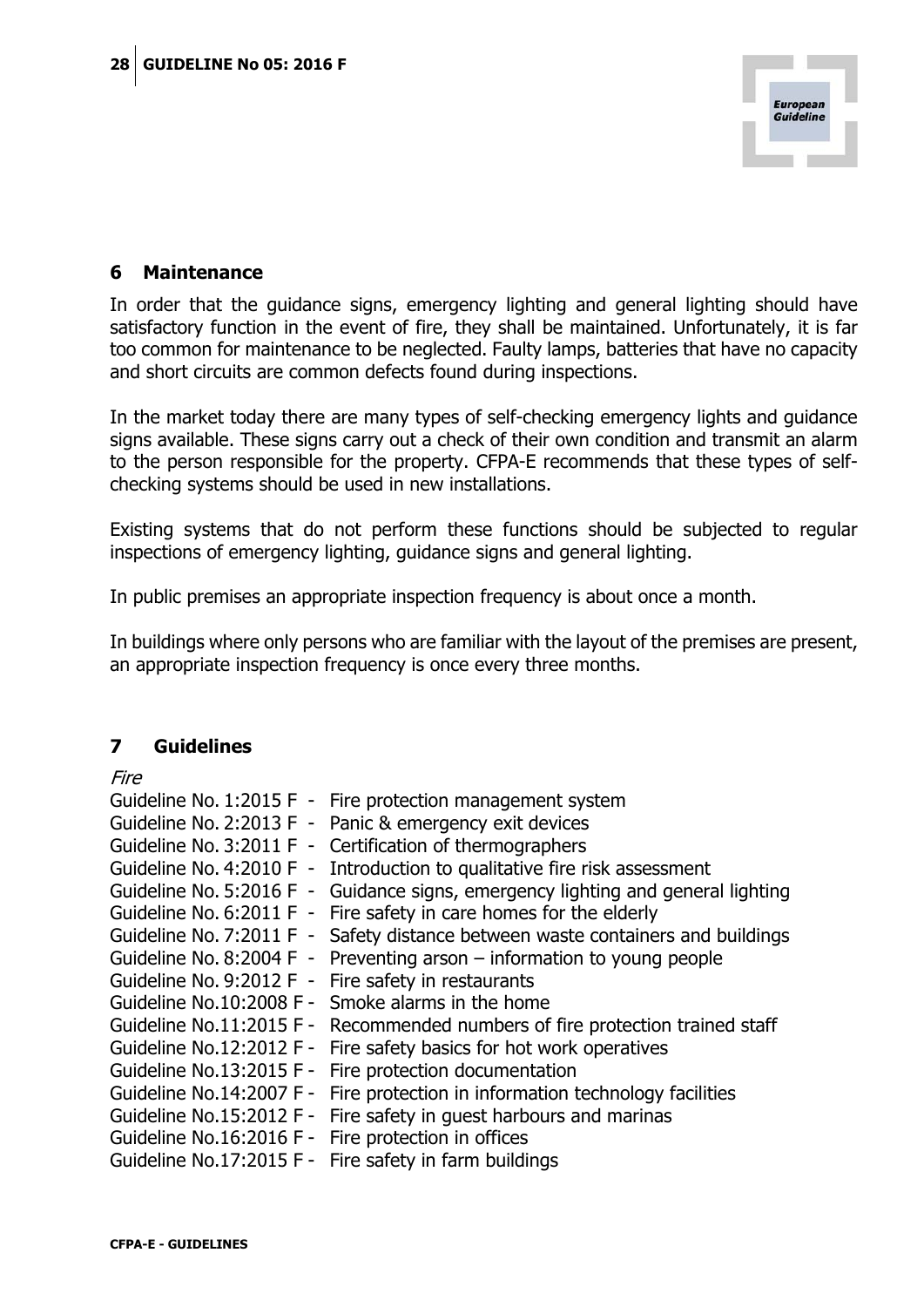## 6 Maintenance

In order that the guidance signs, emergency lighting and general lighting should have satisfactory function in the event of fire, they shall be maintained. Unfortunately, it is far too common for maintenance to be neglected. Faulty lamps, batteries that have no capacity and short circuits are common defects found during inspections.

In the market today there are many types of self-checking emergency lights and guidance signs available. These signs carry out a check of their own condition and transmit an alarm to the person responsible for the property. CFPA-E recommends that these types of self-checking systems should be used in new installations.

Existing systems that do not perform these functions should be subjected to regular inspections of emergency lighting, guidance signs and general lighting.

In public premises an appropriate inspection frequency is about once a month.

In buildings where only persons who are familiar with the layout of the premises are present, an appropriate inspection frequency is once every three months.

## 7 Guidelines

*Fire*

Guideline No. 1:2015 F - Fire protection management system
Guideline No. 2:2013 F - Panic & emergency exit devices
Guideline No. 3:2011 F - Certification of thermographers
Guideline No. 4:2010 F - Introduction to qualitative fire risk assessment
Guideline No. 5:2016 F - Guidance signs, emergency lighting and general lighting
Guideline No. 6:2011 F - Fire safety in care homes for the elderly
Guideline No. 7:2011 F - Safety distance between waste containers and buildings
Guideline No. 8:2004 F - Preventing arson – information to young people
Guideline No. 9:2012 F - Fire safety in restaurants
Guideline No.10:2008 F - Smoke alarms in the home
Guideline No.11:2015 F - Recommended numbers of fire protection trained staff
Guideline No.12:2012 F - Fire safety basics for hot work operatives
Guideline No.13:2015 F - Fire protection documentation
Guideline No.14:2007 F - Fire protection in information technology facilities
Guideline No.15:2012 F - Fire safety in guest harbours and marinas
Guideline No.16:2016 F - Fire protection in offices
Guideline No.17:2015 F - Fire safety in farm buildings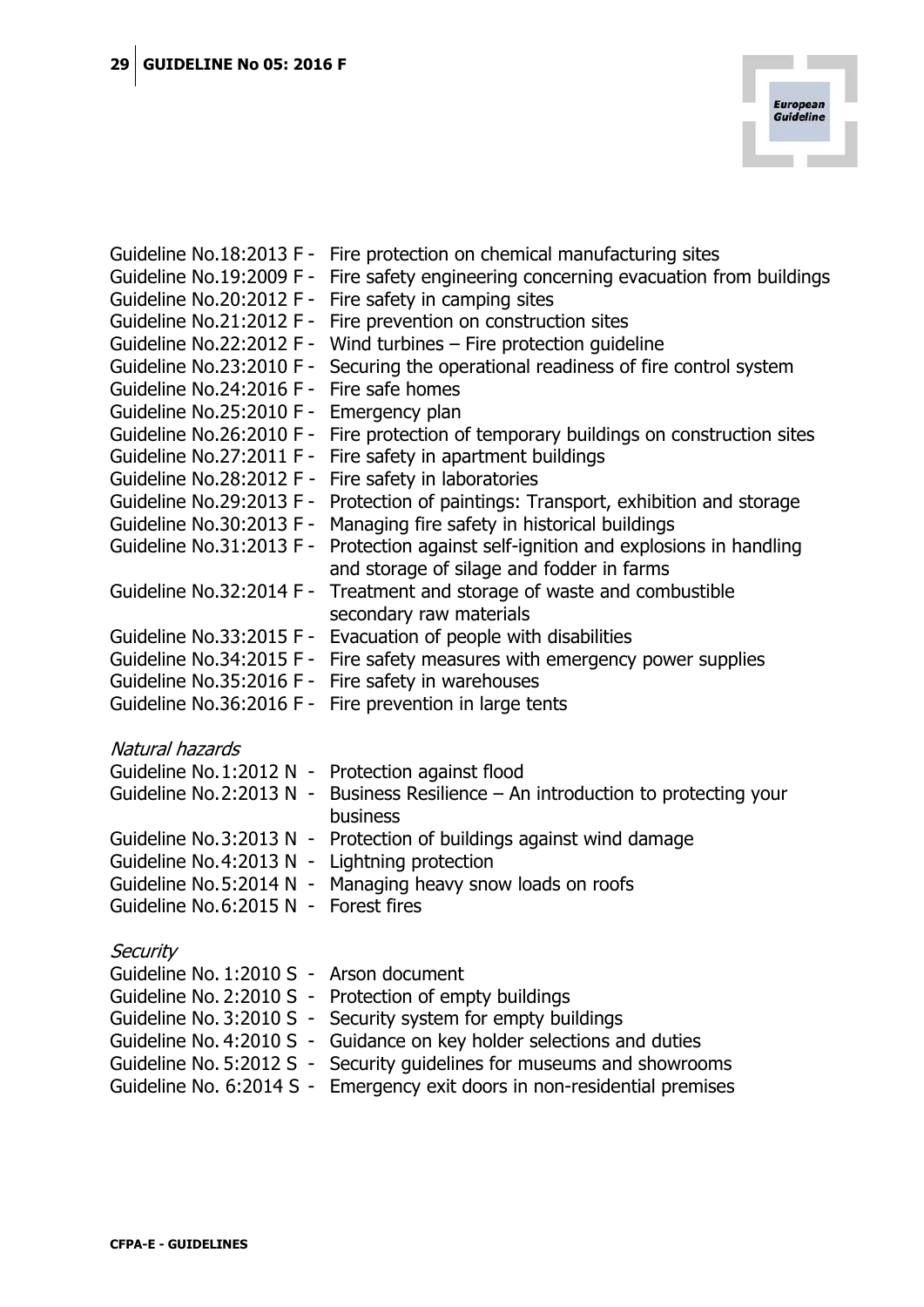Guideline No.18:2013 F - Fire protection on chemical manufacturing sites
Guideline No.19:2009 F - Fire safety engineering concerning evacuation from buildings
Guideline No.20:2012 F - Fire safety in camping sites
Guideline No.21:2012 F - Fire prevention on construction sites
Guideline No.22:2012 F - Wind turbines – Fire protection guideline
Guideline No.23:2010 F - Securing the operational readiness of fire control system
Guideline No.24:2016 F - Fire safe homes
Guideline No.25:2010 F - Emergency plan
Guideline No.26:2010 F - Fire protection of temporary buildings on construction sites
Guideline No.27:2011 F - Fire safety in apartment buildings
Guideline No.28:2012 F - Fire safety in laboratories
Guideline No.29:2013 F - Protection of paintings: Transport, exhibition and storage
Guideline No.30:2013 F - Managing fire safety in historical buildings
Guideline No.31:2013 F - Protection against self-ignition and explosions in handling and storage of silage and fodder in farms
Guideline No.32:2014 F - Treatment and storage of waste and combustible secondary raw materials
Guideline No.33:2015 F - Evacuation of people with disabilities
Guideline No.34:2015 F - Fire safety measures with emergency power supplies
Guideline No.35:2016 F - Fire safety in warehouses
Guideline No.36:2016 F - Fire prevention in large tents

*Natural hazards*

Guideline No.1:2012 N - Protection against flood
Guideline No.2:2013 N - Business Resilience – An introduction to protecting your business
Guideline No.3:2013 N - Protection of buildings against wind damage
Guideline No.4:2013 N - Lightning protection
Guideline No.5:2014 N - Managing heavy snow loads on roofs
Guideline No.6:2015 N - Forest fires

*Security*

Guideline No. 1:2010 S - Arson document
Guideline No. 2:2010 S - Protection of empty buildings
Guideline No. 3:2010 S - Security system for empty buildings
Guideline No. 4:2010 S - Guidance on key holder selections and duties
Guideline No. 5:2012 S - Security guidelines for museums and showrooms
Guideline No. 6:2014 S - Emergency exit doors in non-residential premises